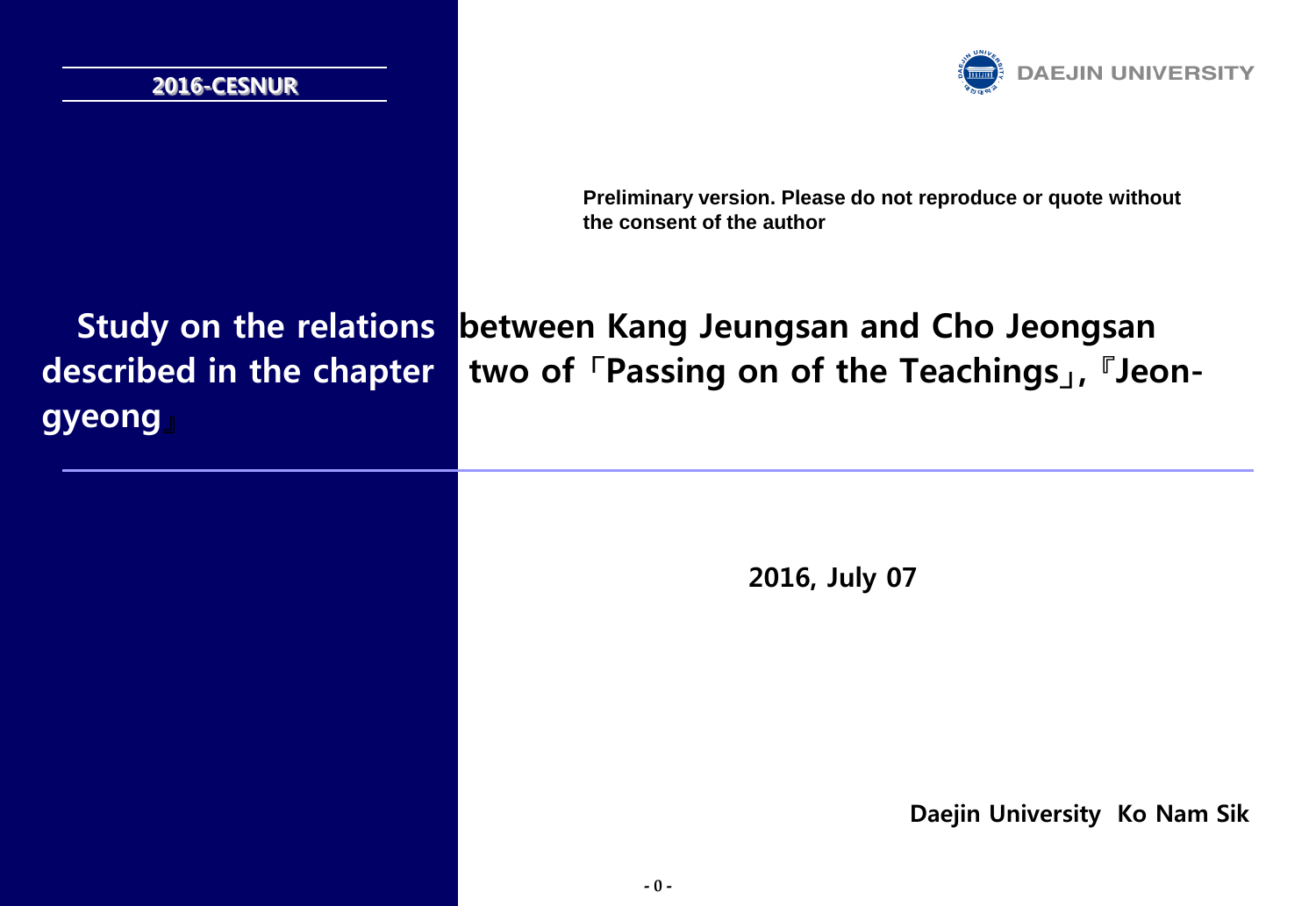2016-CESNUR

DAEJIN UNIVERSITY

**Preliminary version. Please do not reproduce or quote without the consent of the author**

# Study on the relations between Kang Jeungsan and Cho Jeongsan described in the chapter two of「Passing on of the Teachings」,『Jeon-gyeong』

**2016, July 07**

**Daejin University  Ko Nam Sik**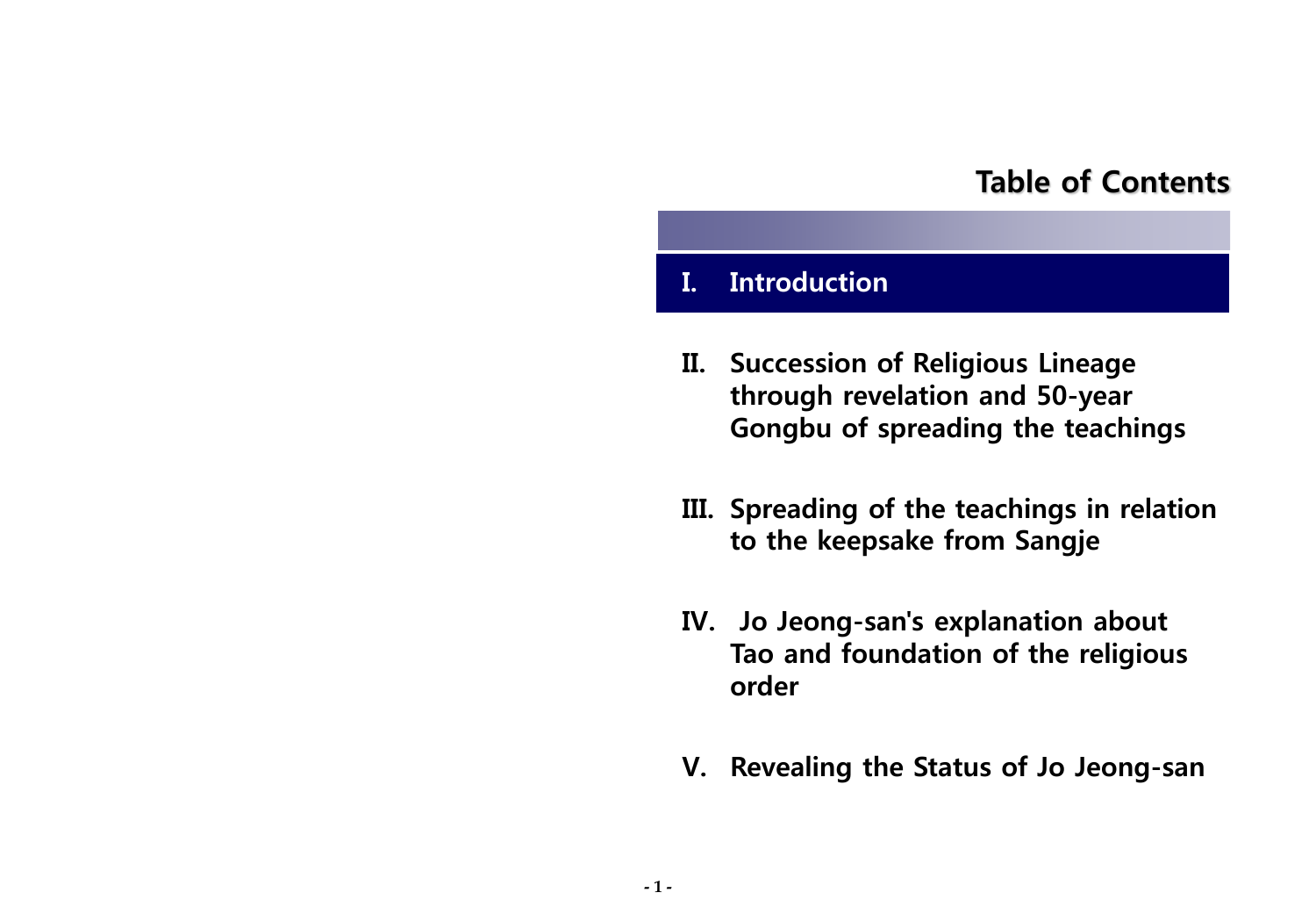# Table of Contents

I. Introduction

II. Succession of Religious Lineage through revelation and 50-year Gongbu of spreading the teachings

III. Spreading of the teachings in relation to the keepsake from Sangje

IV. Jo Jeong-san's explanation about Tao and foundation of the religious order

V. Revealing the Status of Jo Jeong-san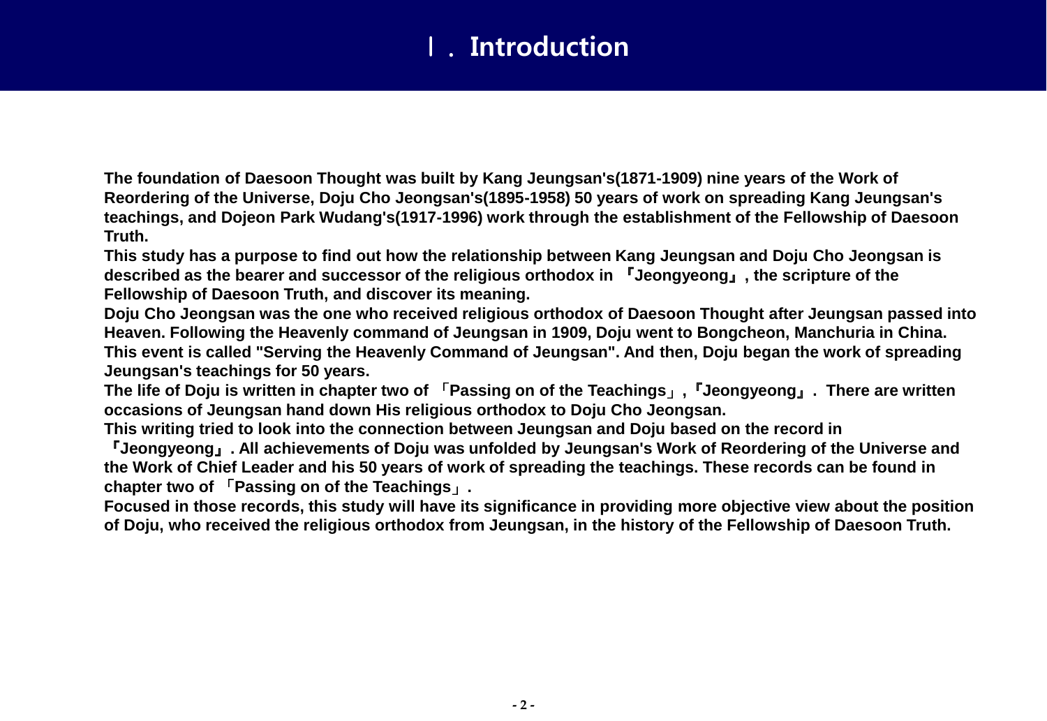# Ⅰ. Introduction

**The foundation of Daesoon Thought was built by Kang Jeungsan's(1871-1909) nine years of the Work of Reordering of the Universe, Doju Cho Jeongsan's(1895-1958) 50 years of work on spreading Kang Jeungsan's teachings, and Dojeon Park Wudang's(1917-1996) work through the establishment of the Fellowship of Daesoon Truth.**

**This study has a purpose to find out how the relationship between Kang Jeungsan and Doju Cho Jeongsan is described as the bearer and successor of the religious orthodox in 『Jeongyeong』, the scripture of the Fellowship of Daesoon Truth, and discover its meaning.**

**Doju Cho Jeongsan was the one who received religious orthodox of Daesoon Thought after Jeungsan passed into Heaven. Following the Heavenly command of Jeungsan in 1909, Doju went to Bongcheon, Manchuria in China. This event is called "Serving the Heavenly Command of Jeungsan". And then, Doju began the work of spreading Jeungsan's teachings for 50 years.**

**The life of Doju is written in chapter two of 「Passing on of the Teachings」,『Jeongyeong』. There are written occasions of Jeungsan hand down His religious orthodox to Doju Cho Jeongsan.**

**This writing tried to look into the connection between Jeungsan and Doju based on the record in 『Jeongyeong』. All achievements of Doju was unfolded by Jeungsan's Work of Reordering of the Universe and the Work of Chief Leader and his 50 years of work of spreading the teachings. These records can be found in chapter two of 「Passing on of the Teachings」.**

**Focused in those records, this study will have its significance in providing more objective view about the position of Doju, who received the religious orthodox from Jeungsan, in the history of the Fellowship of Daesoon Truth.**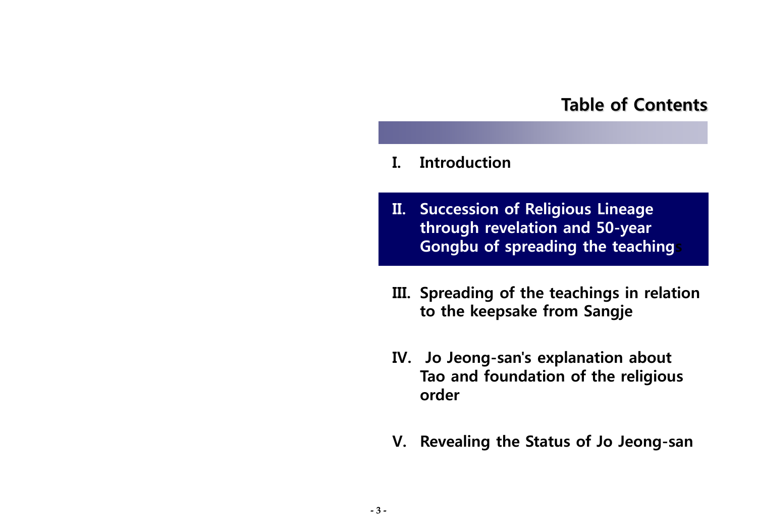# Table of Contents

I. Introduction

II. Succession of Religious Lineage through revelation and 50-year Gongbu of spreading the teachings

III. Spreading of the teachings in relation to the keepsake from Sangje

IV. Jo Jeong-san's explanation about Tao and foundation of the religious order

V. Revealing the Status of Jo Jeong-san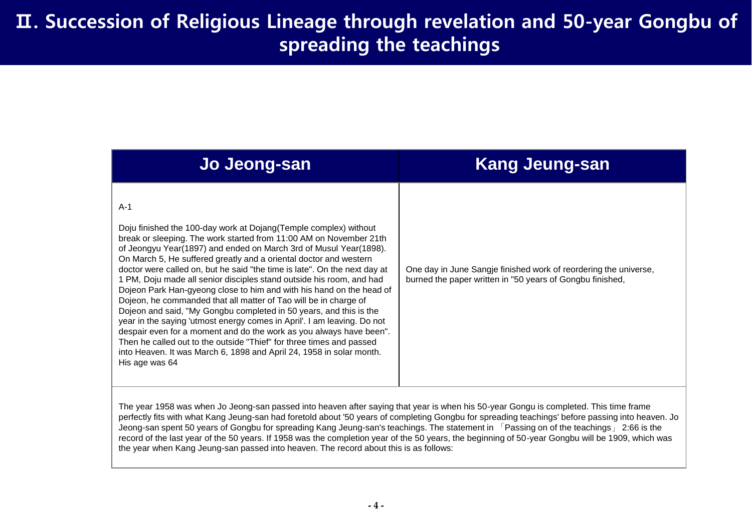# Ⅱ. Succession of Religious Lineage through revelation and 50-year Gongbu of spreading the teachings

| Jo Jeong-san | Kang Jeung-san |
|---|---|
| A-1<br><br>Doju finished the 100-day work at Dojang(Temple complex) without break or sleeping. The work started from 11:00 AM on November 21th of Jeongyu Year(1897) and ended on March 3rd of Musul Year(1898). On March 5, He suffered greatly and a oriental doctor and western doctor were called on, but he said "the time is late". On the next day at 1 PM, Doju made all senior disciples stand outside his room, and had Dojeon Park Han-gyeong close to him and with his hand on the head of Dojeon, he commanded that all matter of Tao will be in charge of Dojeon and said, "My Gongbu completed in 50 years, and this is the year in the saying 'utmost energy comes in April'. I am leaving. Do not despair even for a moment and do the work as you always have been". Then he called out to the outside "Thief" for three times and passed into Heaven. It was March 6, 1898 and April 24, 1958 in solar month. His age was 64 | One day in June Sangje finished work of reordering the universe, burned the paper written in "50 years of Gongbu finished, |

The year 1958 was when Jo Jeong-san passed into heaven after saying that year is when his 50-year Gongu is completed. This time frame perfectly fits with what Kang Jeung-san had foretold about '50 years of completing Gongbu for spreading teachings' before passing into heaven. Jo Jeong-san spent 50 years of Gongbu for spreading Kang Jeung-san's teachings. The statement in 「Passing on of the teachings」 2:66 is the record of the last year of the 50 years. If 1958 was the completion year of the 50 years, the beginning of 50-year Gongbu will be 1909, which was the year when Kang Jeung-san passed into heaven. The record about this is as follows: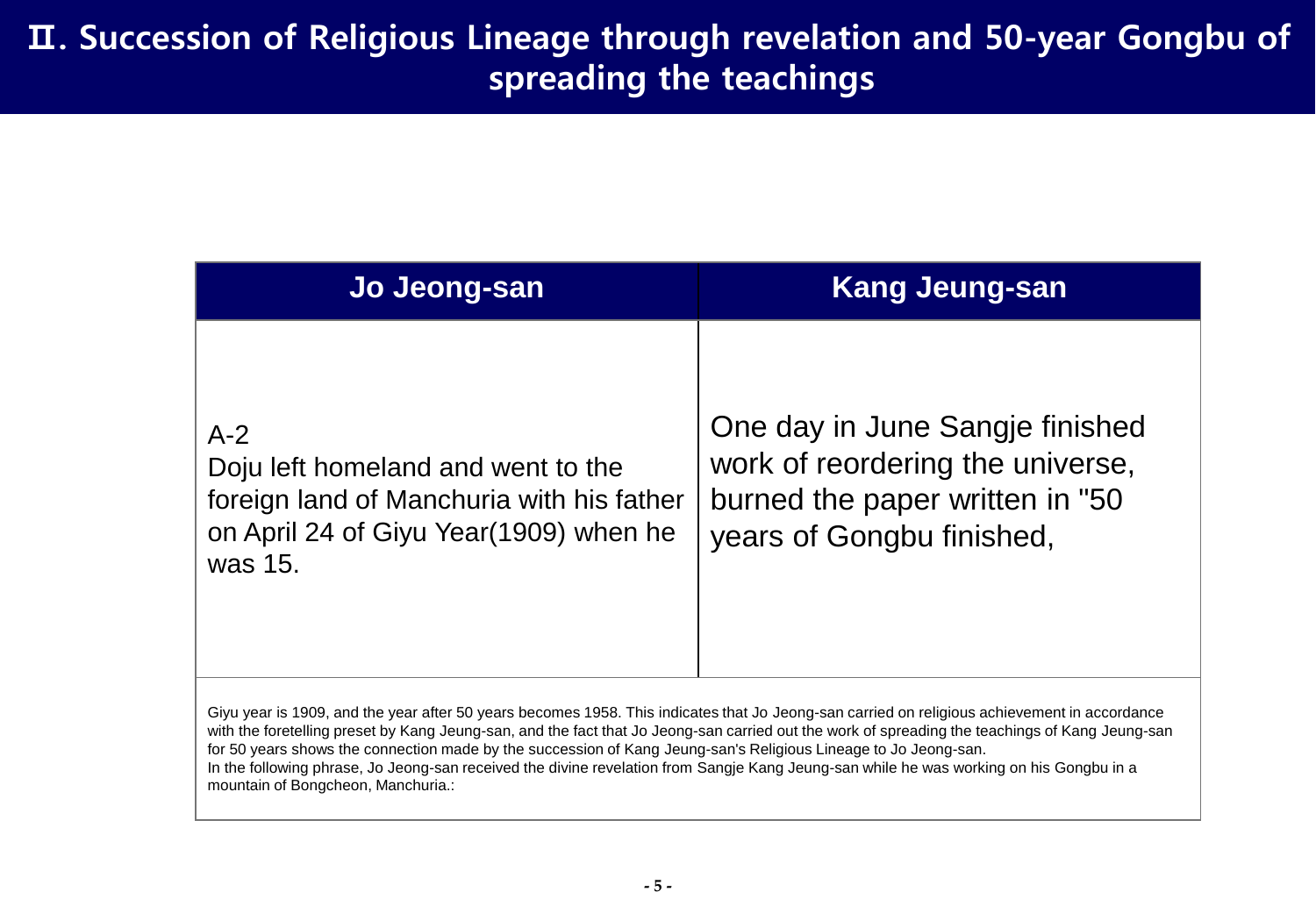# Ⅱ. Succession of Religious Lineage through revelation and 50-year Gongbu of spreading the teachings

| Jo Jeong-san | Kang Jeung-san |
|---|---|
| A-2<br>Doju left homeland and went to the foreign land of Manchuria with his father on April 24 of Giyu Year(1909) when he was 15. | One day in June Sangje finished work of reordering the universe, burned the paper written in "50 years of Gongbu finished, |
| Giyu year is 1909, and the year after 50 years becomes 1958. This indicates that Jo Jeong-san carried on religious achievement in accordance with the foretelling preset by Kang Jeung-san, and the fact that Jo Jeong-san carried out the work of spreading the teachings of Kang Jeung-san for 50 years shows the connection made by the succession of Kang Jeung-san's Religious Lineage to Jo Jeong-san.<br>In the following phrase, Jo Jeong-san received the divine revelation from Sangje Kang Jeung-san while he was working on his Gongbu in a mountain of Bongcheon, Manchuria.: | |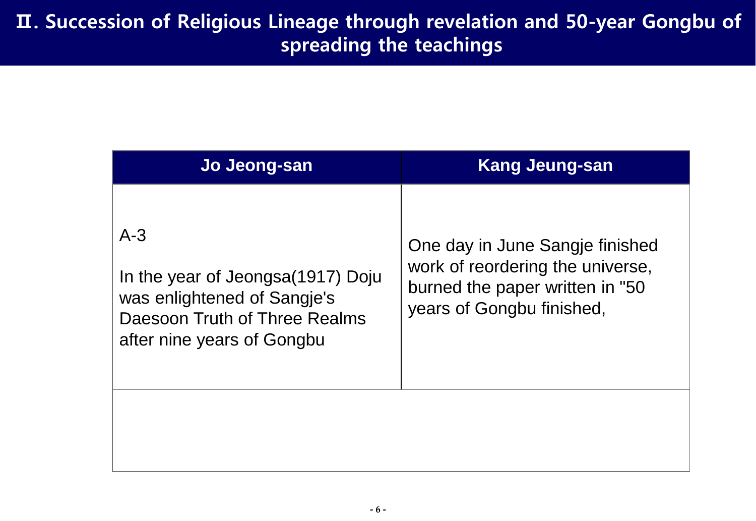# Ⅱ. Succession of Religious Lineage through revelation and 50-year Gongbu of spreading the teachings

| Jo Jeong-san | Kang Jeung-san |
|---|---|
| A-3<br><br>In the year of Jeongsa(1917) Doju was enlightened of Sangje's Daesoon Truth of Three Realms after nine years of Gongbu | One day in June Sangje finished work of reordering the universe, burned the paper written in "50 years of Gongbu finished, |
| | |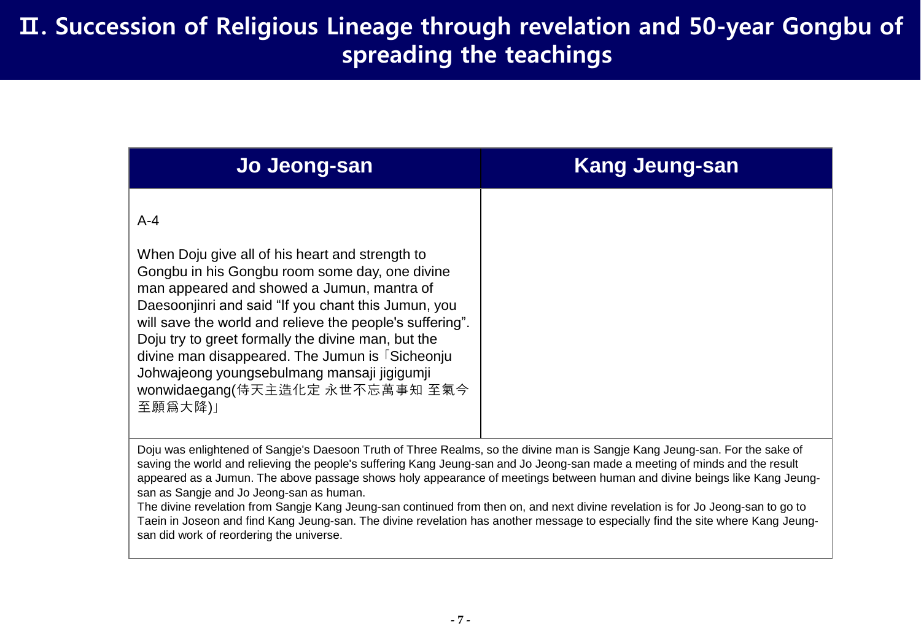# Ⅱ. Succession of Religious Lineage through revelation and 50-year Gongbu of spreading the teachings

| Jo Jeong-san | Kang Jeung-san |
|---|---|
| A-4<br><br>When Doju give all of his heart and strength to Gongbu in his Gongbu room some day, one divine man appeared and showed a Jumun, mantra of Daesoonjinri and said “If you chant this Jumun, you will save the world and relieve the people's suffering”. Doju try to greet formally the divine man, but the divine man disappeared. The Jumun is「Sicheonju Johwajeong youngsebulmang mansaji jigigumji wonwidaegang(侍天主造化定 永世不忘萬事知 至氣今至願爲大降)」 | |

Doju was enlightened of Sangje's Daesoon Truth of Three Realms, so the divine man is Sangje Kang Jeung-san. For the sake of saving the world and relieving the people's suffering Kang Jeung-san and Jo Jeong-san made a meeting of minds and the result appeared as a Jumun. The above passage shows holy appearance of meetings between human and divine beings like Kang Jeung-san as Sangje and Jo Jeong-san as human.

The divine revelation from Sangje Kang Jeung-san continued from then on, and next divine revelation is for Jo Jeong-san to go to Taein in Joseon and find Kang Jeung-san. The divine revelation has another message to especially find the site where Kang Jeung-san did work of reordering the universe.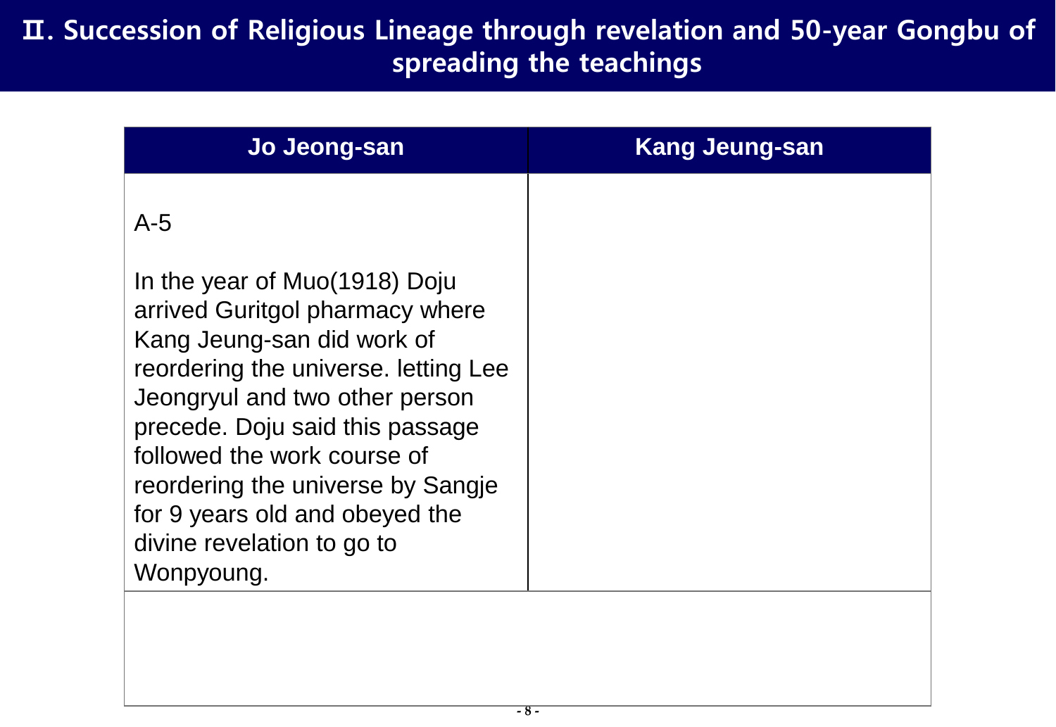# Ⅱ. Succession of Religious Lineage through revelation and 50-year Gongbu of spreading the teachings

| Jo Jeong-san | Kang Jeung-san |
|---|---|
| A-5<br><br>In the year of Muo(1918) Doju arrived Guritgol pharmacy where Kang Jeung-san did work of reordering the universe. letting Lee Jeongryul and two other person precede. Doju said this passage followed the work course of reordering the universe by Sangje for 9 years old and obeyed the divine revelation to go to Wonpyoung. | |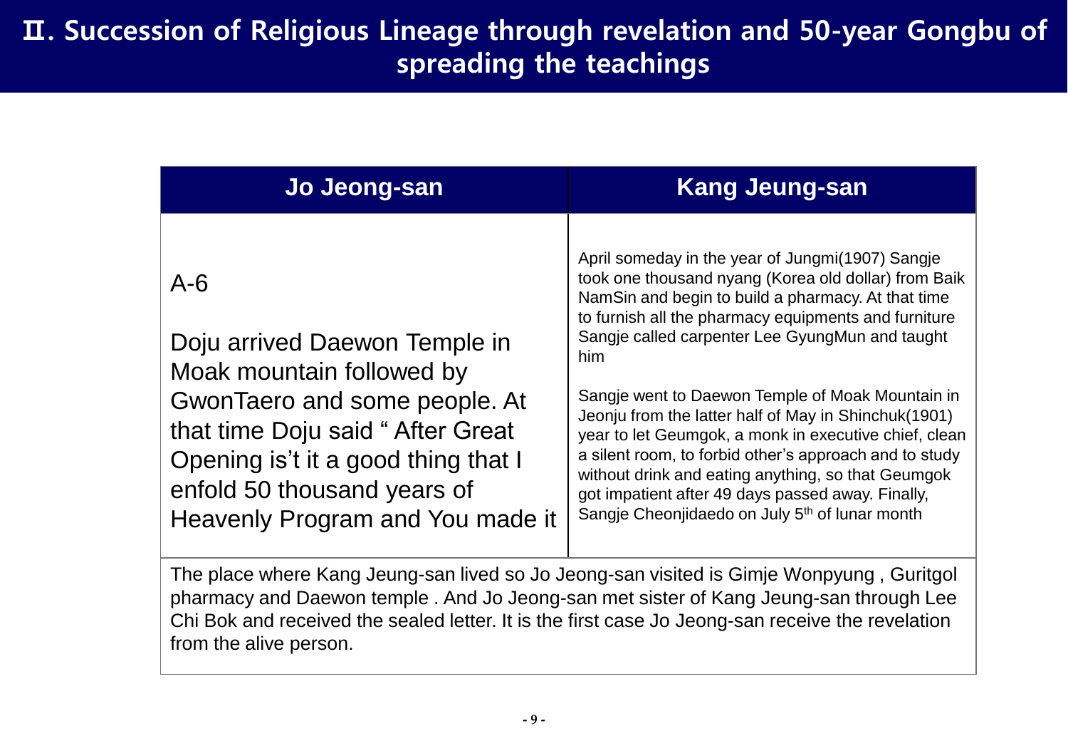# Ⅱ. Succession of Religious Lineage through revelation and 50-year Gongbu of spreading the teachings

| Jo Jeong-san | Kang Jeung-san |
|---|---|
| A-6<br><br>Doju arrived Daewon Temple in Moak mountain followed by GwonTaero and some people. At that time Doju said " After Great Opening is't it a good thing that I enfold 50 thousand years of Heavenly Program and You made it | April someday in the year of Jungmi(1907) Sangje took one thousand nyang (Korea old dollar) from Baik NamSin and begin to build a pharmacy. At that time to furnish all the pharmacy equipments and furniture Sangje called carpenter Lee GyungMun and taught him<br><br>Sangje went to Daewon Temple of Moak Mountain in Jeonju from the latter half of May in Shinchuk(1901) year to let Geumgok, a monk in executive chief, clean a silent room, to forbid other's approach and to study without drink and eating anything, so that Geumgok got impatient after 49 days passed away. Finally, Sangje Cheonjidaedo on July 5th of lunar month |
| The place where Kang Jeung-san lived so Jo Jeong-san visited is Gimje Wonpyung , Guritgol pharmacy and Daewon temple . And Jo Jeong-san met sister of Kang Jeung-san through Lee Chi Bok and received the sealed letter. It is the first case Jo Jeong-san receive the revelation from the alive person. | |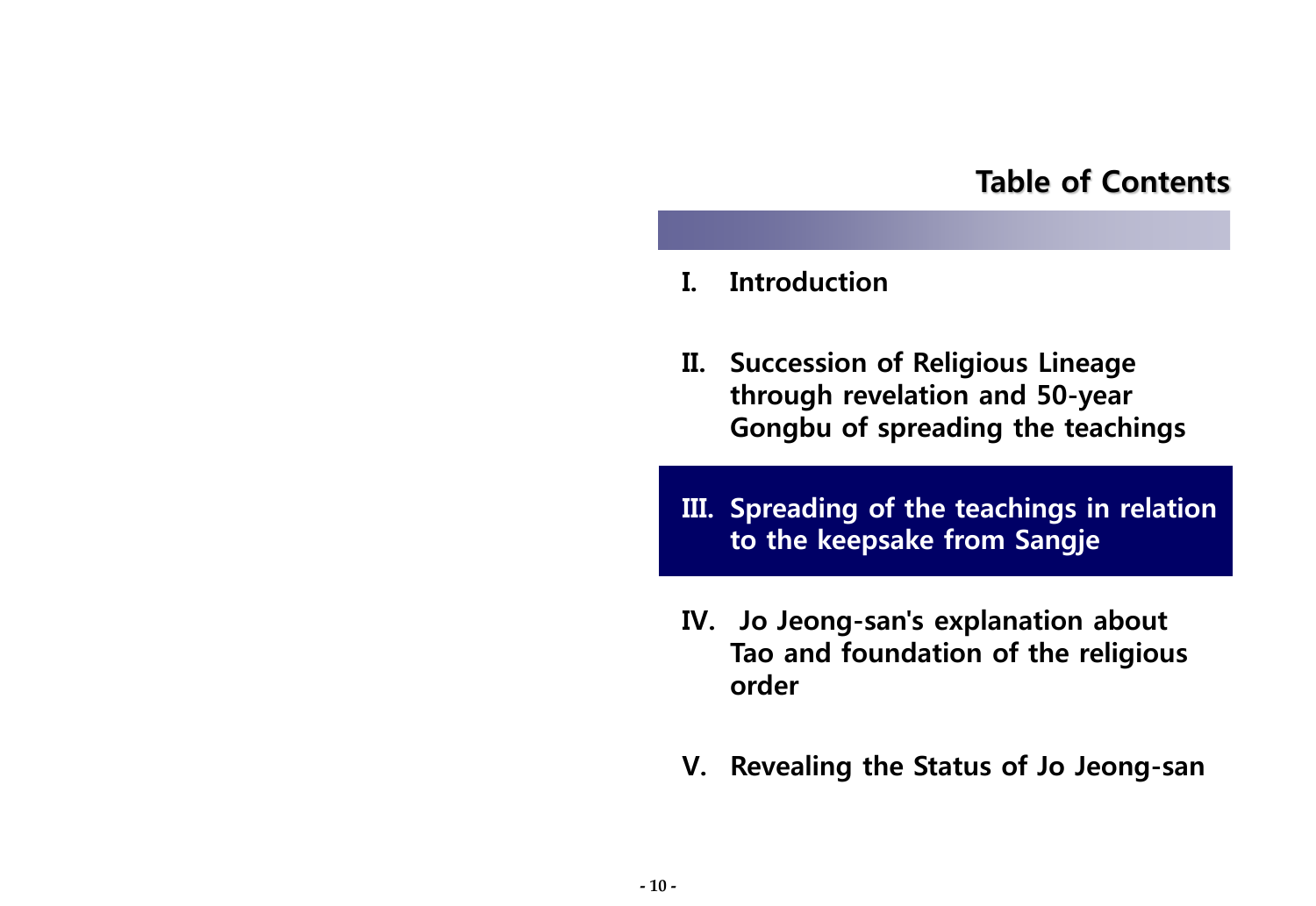# Table of Contents

I. Introduction

II. Succession of Religious Lineage through revelation and 50-year Gongbu of spreading the teachings

III. Spreading of the teachings in relation to the keepsake from Sangje

IV. Jo Jeong-san's explanation about Tao and foundation of the religious order

V. Revealing the Status of Jo Jeong-san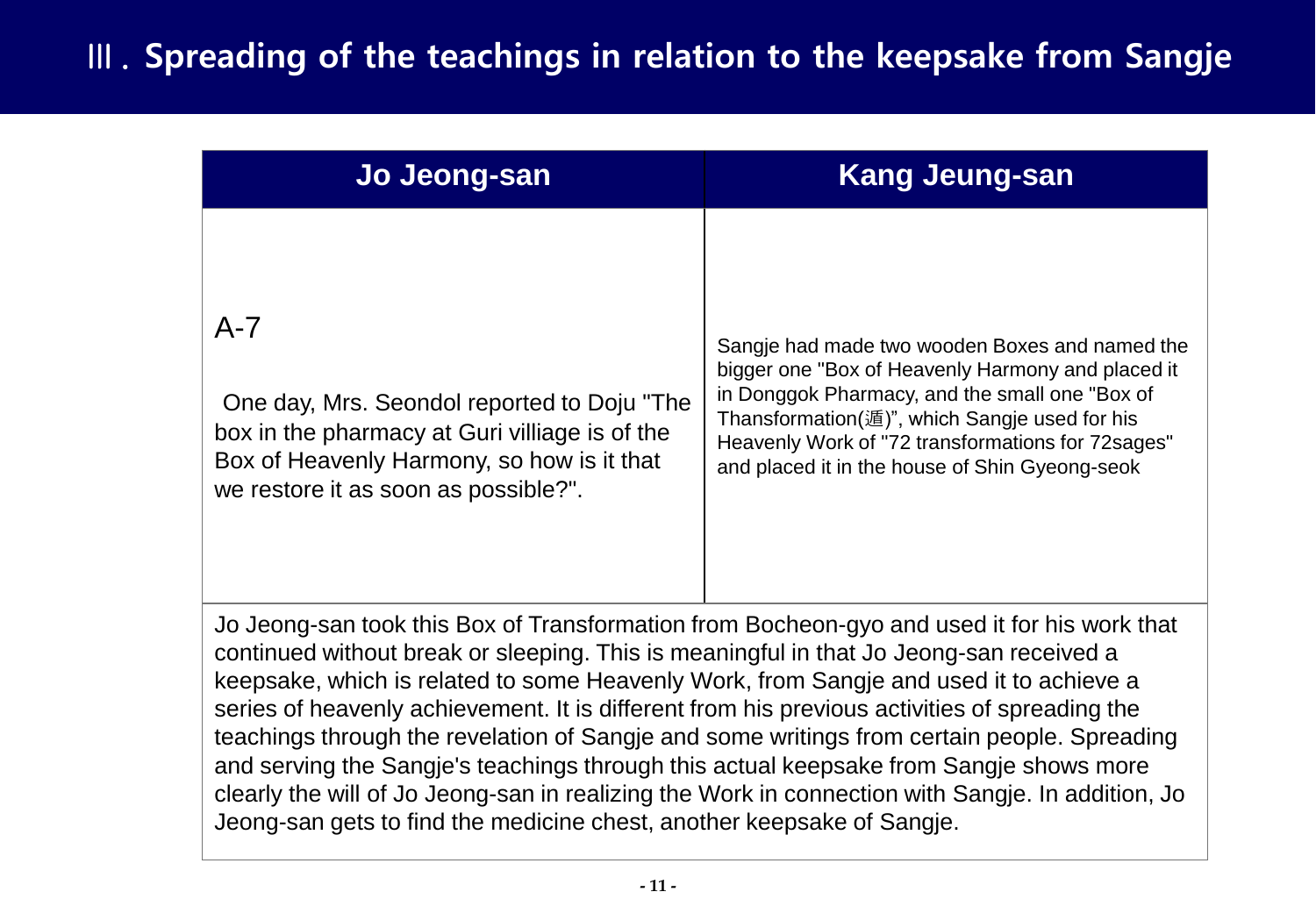# Ⅲ. Spreading of the teachings in relation to the keepsake from Sangje

| Jo Jeong-san | Kang Jeung-san |
|---|---|
| A-7<br><br>One day, Mrs. Seondol reported to Doju "The box in the pharmacy at Guri villiage is of the Box of Heavenly Harmony, so how is it that we restore it as soon as possible?". | Sangje had made two wooden Boxes and named the bigger one "Box of Heavenly Harmony and placed it in Donggok Pharmacy, and the small one "Box of Transformation(遁)", which Sangje used for his Heavenly Work of "72 transformations for 72sages" and placed it in the house of Shin Gyeong-seok |

Jo Jeong-san took this Box of Transformation from Bocheon-gyo and used it for his work that continued without break or sleeping. This is meaningful in that Jo Jeong-san received a keepsake, which is related to some Heavenly Work, from Sangje and used it to achieve a series of heavenly achievement. It is different from his previous activities of spreading the teachings through the revelation of Sangje and some writings from certain people. Spreading and serving the Sangje's teachings through this actual keepsake from Sangje shows more clearly the will of Jo Jeong-san in realizing the Work in connection with Sangje. In addition, Jo Jeong-san gets to find the medicine chest, another keepsake of Sangje.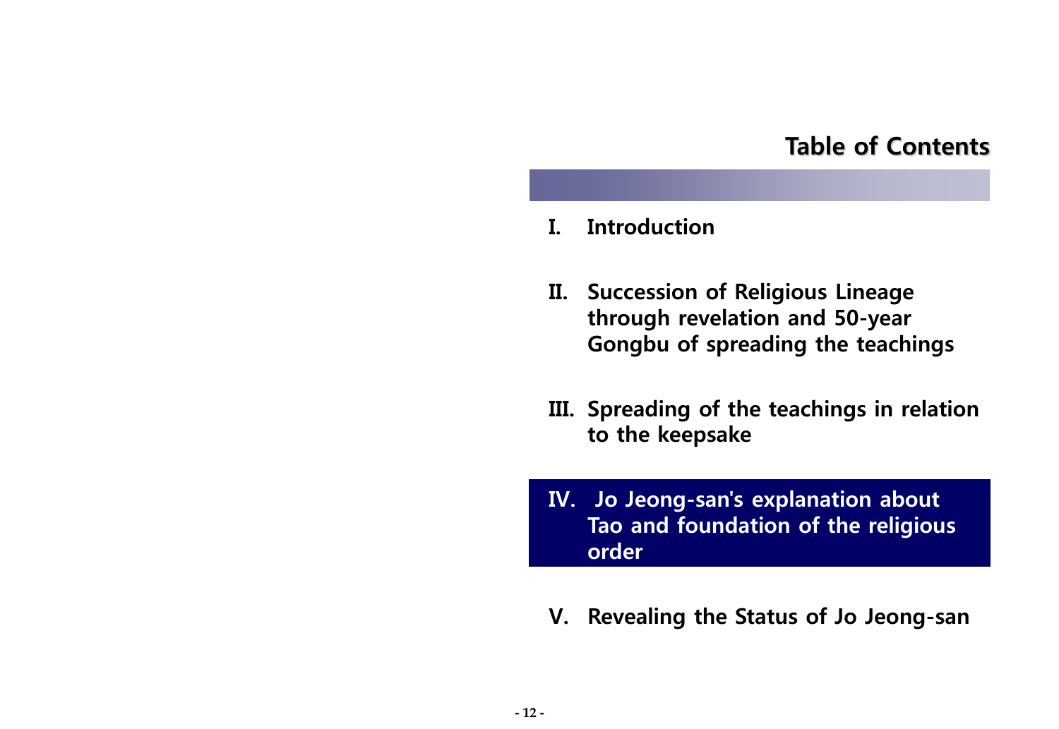# Table of Contents

I. Introduction

II. Succession of Religious Lineage through revelation and 50-year Gongbu of spreading the teachings

III. Spreading of the teachings in relation to the keepsake

**IV. Jo Jeong-san's explanation about Tao and foundation of the religious order**

V. Revealing the Status of Jo Jeong-san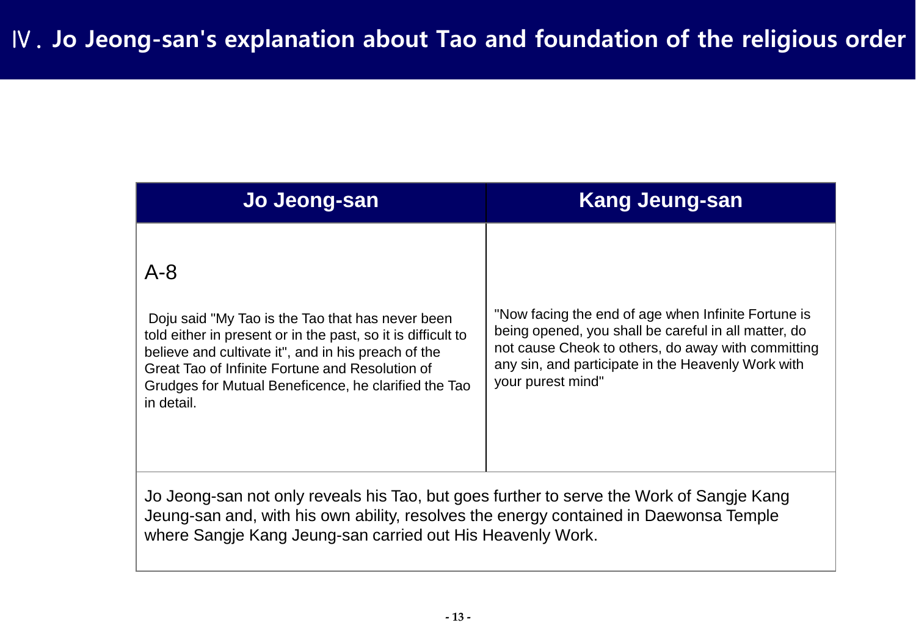# Ⅳ. Jo Jeong-san's explanation about Tao and foundation of the religious order

| Jo Jeong-san | Kang Jeung-san |
|---|---|
| A-8<br><br>Doju said "My Tao is the Tao that has never been told either in present or in the past, so it is difficult to believe and cultivate it", and in his preach of the Great Tao of Infinite Fortune and Resolution of Grudges for Mutual Beneficence, he clarified the Tao in detail. | "Now facing the end of age when Infinite Fortune is being opened, you shall be careful in all matter, do not cause Cheok to others, do away with committing any sin, and participate in the Heavenly Work with your purest mind" |
| Jo Jeong-san not only reveals his Tao, but goes further to serve the Work of Sangje Kang Jeung-san and, with his own ability, resolves the energy contained in Daewonsa Temple where Sangje Kang Jeung-san carried out His Heavenly Work. | |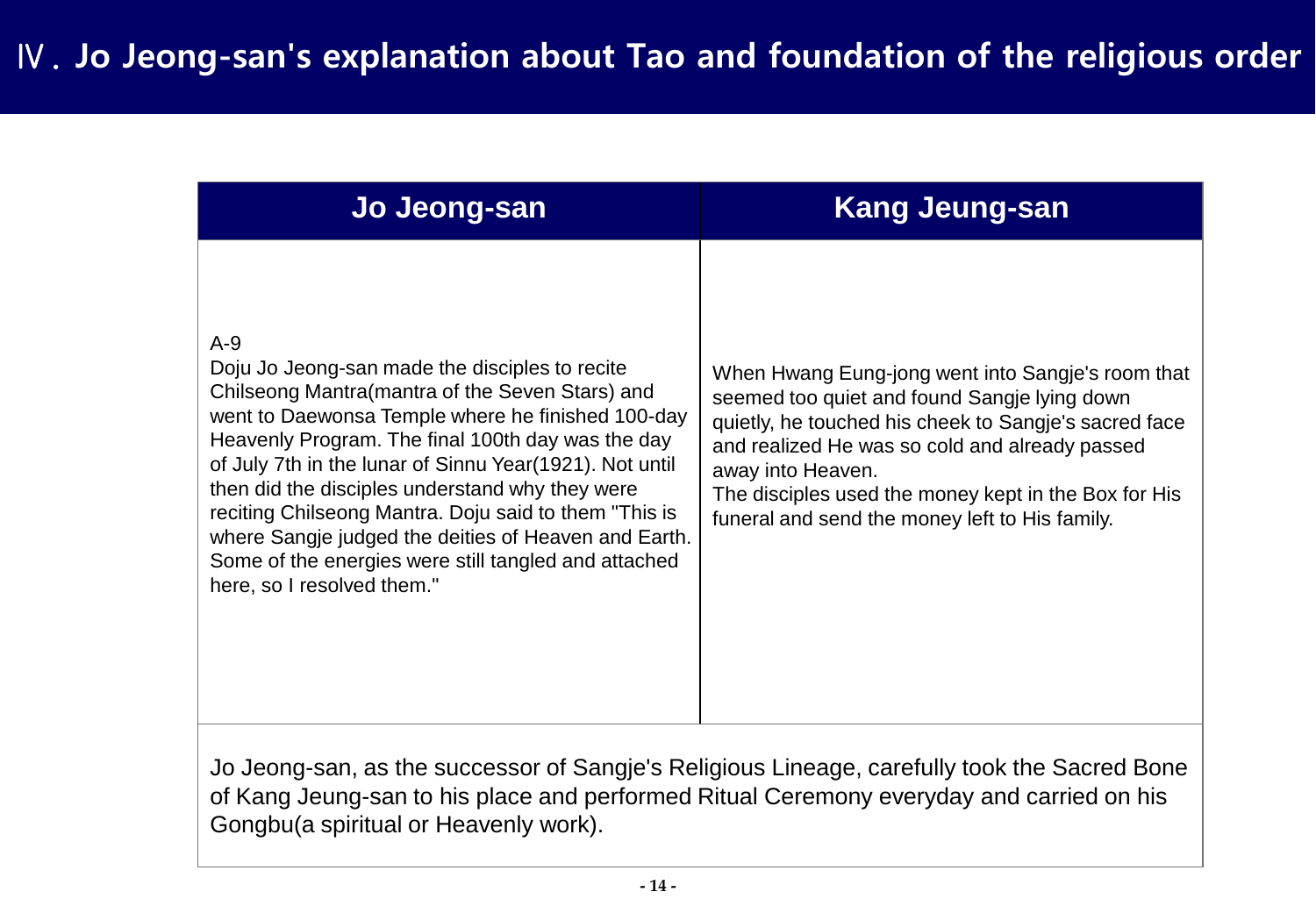# Ⅳ. Jo Jeong-san's explanation about Tao and foundation of the religious order

| Jo Jeong-san | Kang Jeung-san |
|---|---|
| A-9<br>Doju Jo Jeong-san made the disciples to recite Chilseong Mantra(mantra of the Seven Stars) and went to Daewonsa Temple where he finished 100-day Heavenly Program. The final 100th day was the day of July 7th in the lunar of Sinnu Year(1921). Not until then did the disciples understand why they were reciting Chilseong Mantra. Doju said to them "This is where Sangje judged the deities of Heaven and Earth. Some of the energies were still tangled and attached here, so I resolved them." | When Hwang Eung-jong went into Sangje's room that seemed too quiet and found Sangje lying down quietly, he touched his cheek to Sangje's sacred face and realized He was so cold and already passed away into Heaven.<br>The disciples used the money kept in the Box for His funeral and send the money left to His family. |

Jo Jeong-san, as the successor of Sangje's Religious Lineage, carefully took the Sacred Bone of Kang Jeung-san to his place and performed Ritual Ceremony everyday and carried on his Gongbu(a spiritual or Heavenly work).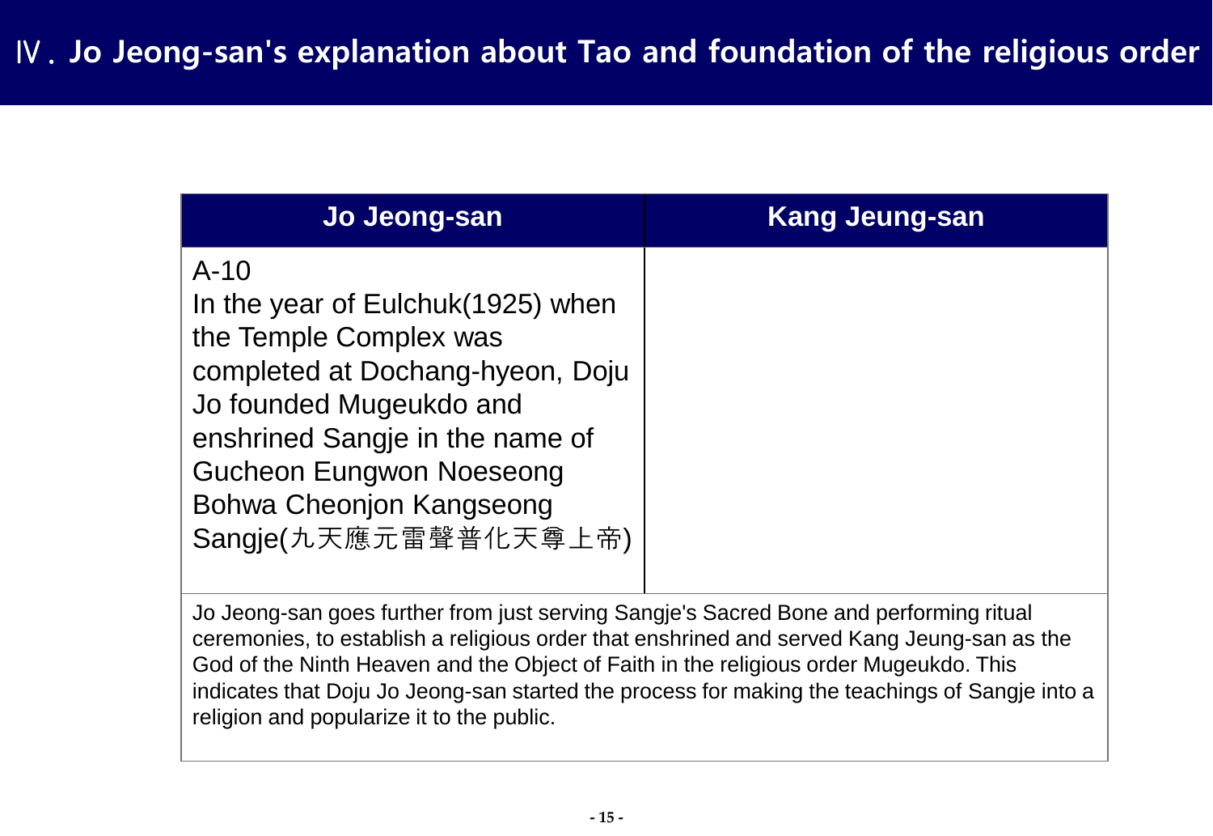# Ⅳ. Jo Jeong-san's explanation about Tao and foundation of the religious order

| Jo Jeong-san | Kang Jeung-san |
| --- | --- |
| A-10<br>In the year of Eulchuk(1925) when the Temple Complex was completed at Dochang-hyeon, Doju Jo founded Mugeukdo and enshrined Sangje in the name of Gucheon Eungwon Noeseong Bohwa Cheonjon Kangseong Sangje(九天應元雷聲普化天尊上帝) | |

Jo Jeong-san goes further from just serving Sangje's Sacred Bone and performing ritual ceremonies, to establish a religious order that enshrined and served Kang Jeung-san as the God of the Ninth Heaven and the Object of Faith in the religious order Mugeukdo. This indicates that Doju Jo Jeong-san started the process for making the teachings of Sangje into a religion and popularize it to the public.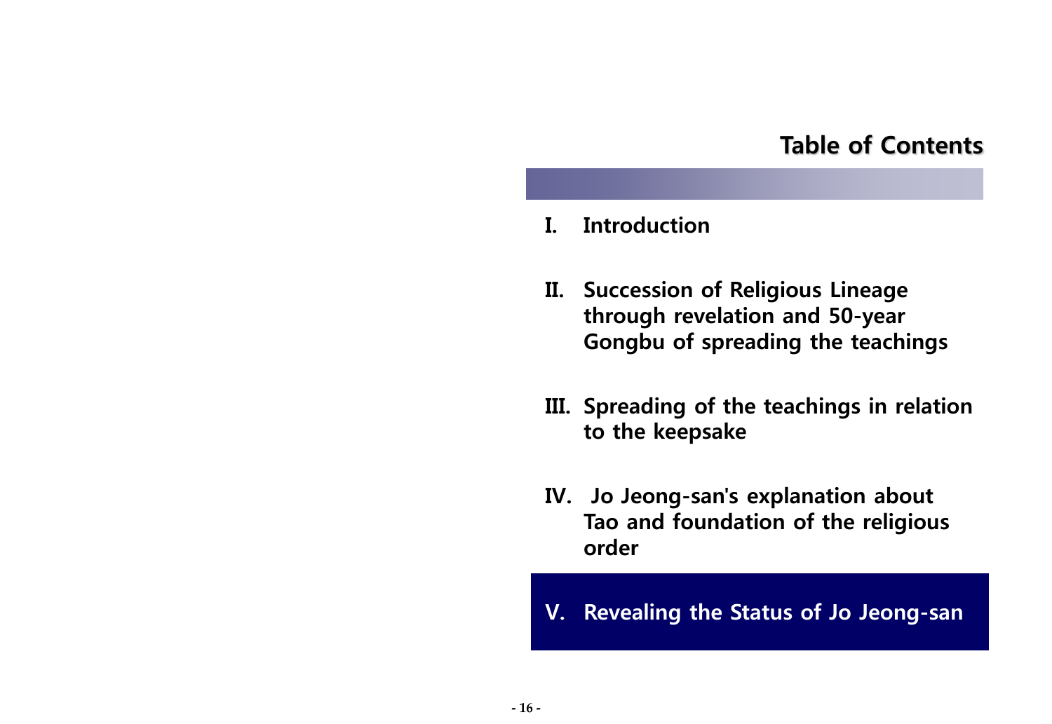# Table of Contents

I. Introduction

II. Succession of Religious Lineage through revelation and 50-year Gongbu of spreading the teachings

III. Spreading of the teachings in relation to the keepsake

IV. Jo Jeong-san's explanation about Tao and foundation of the religious order

**V. Revealing the Status of Jo Jeong-san**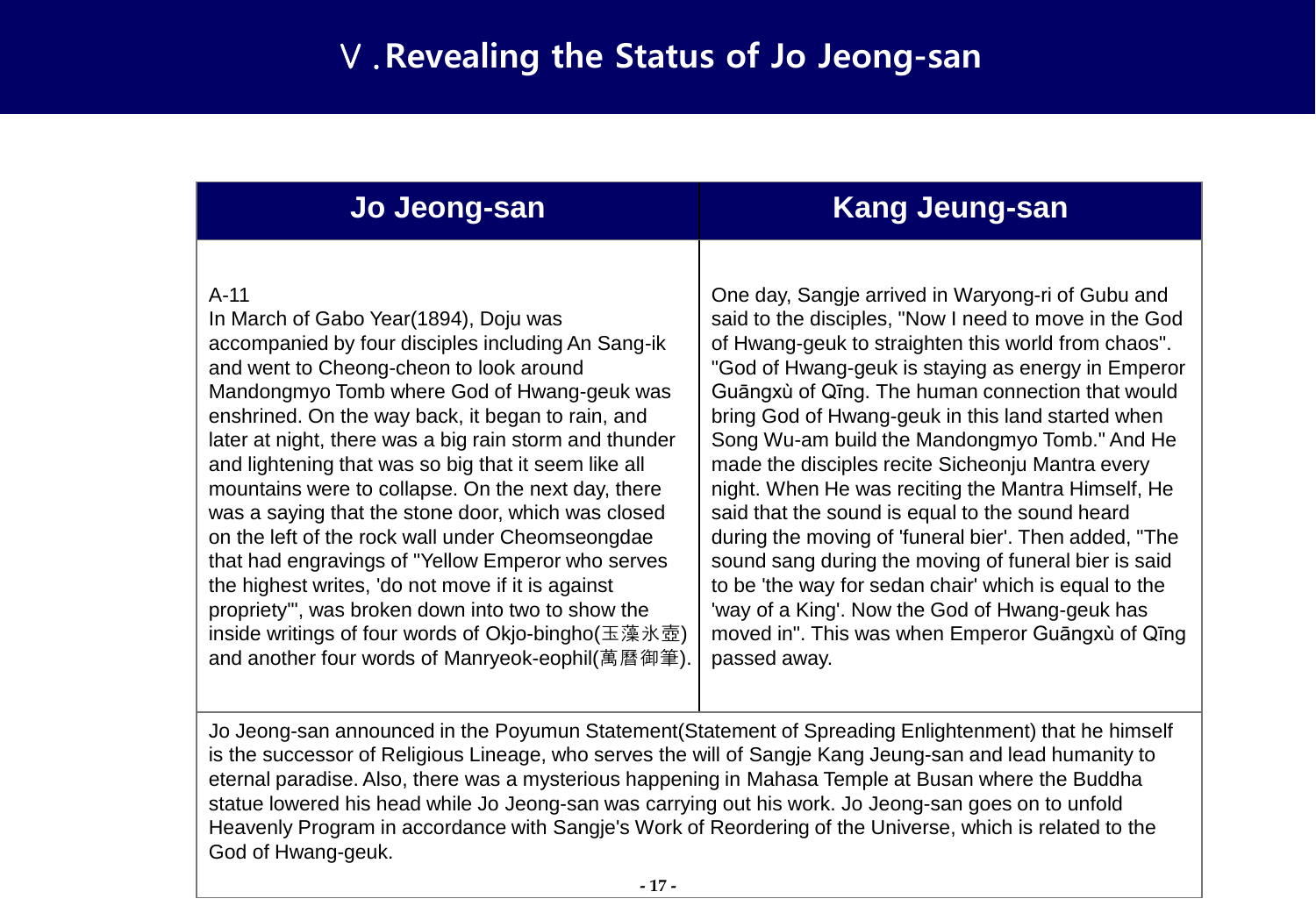# Ⅴ.Revealing the Status of Jo Jeong-san

| Jo Jeong-san | Kang Jeung-san |
|---|---|
| A-11<br>In March of Gabo Year(1894), Doju was accompanied by four disciples including An Sang-ik and went to Cheong-cheon to look around Mandongmyo Tomb where God of Hwang-geuk was enshrined. On the way back, it began to rain, and later at night, there was a big rain storm and thunder and lightening that was so big that it seem like all mountains were to collapse. On the next day, there was a saying that the stone door, which was closed on the left of the rock wall under Cheomseongdae that had engravings of "Yellow Emperor who serves the highest writes, 'do not move if it is against propriety'", was broken down into two to show the inside writings of four words of Okjo-bingho(玉藻氷壺) and another four words of Manryeok-eophil(萬曆御筆). | One day, Sangje arrived in Waryong-ri of Gubu and said to the disciples, "Now I need to move in the God of Hwang-geuk to straighten this world from chaos". "God of Hwang-geuk is staying as energy in Emperor Guāngxù of Qīng. The human connection that would bring God of Hwang-geuk in this land started when Song Wu-am build the Mandongmyo Tomb." And He made the disciples recite Sicheonju Mantra every night. When He was reciting the Mantra Himself, He said that the sound is equal to the sound heard during the moving of 'funeral bier'. Then added, "The sound sang during the moving of funeral bier is said to be 'the way for sedan chair' which is equal to the 'way of a King'. Now the God of Hwang-geuk has moved in". This was when Emperor Guāngxù of Qīng passed away. |

Jo Jeong-san announced in the Poyumun Statement(Statement of Spreading Enlightenment) that he himself is the successor of Religious Lineage, who serves the will of Sangje Kang Jeung-san and lead humanity to eternal paradise. Also, there was a mysterious happening in Mahasa Temple at Busan where the Buddha statue lowered his head while Jo Jeong-san was carrying out his work. Jo Jeong-san goes on to unfold Heavenly Program in accordance with Sangje's Work of Reordering of the Universe, which is related to the God of Hwang-geuk.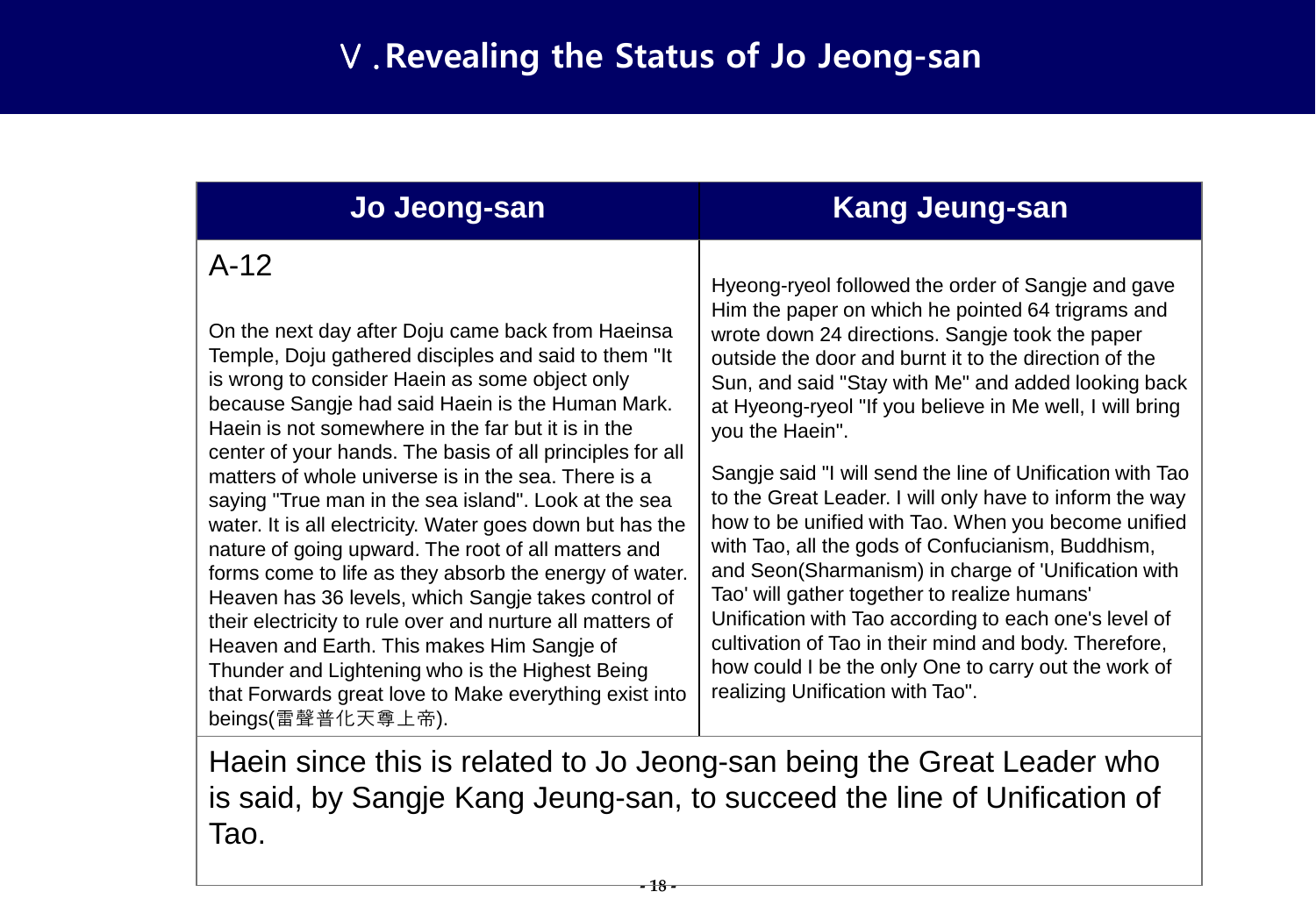# Ⅴ.Revealing the Status of Jo Jeong-san

| Jo Jeong-san | Kang Jeung-san |
| --- | --- |
| A-12<br><br>On the next day after Doju came back from Haeinsa Temple, Doju gathered disciples and said to them "It is wrong to consider Haein as some object only because Sangje had said Haein is the Human Mark. Haein is not somewhere in the far but it is in the center of your hands. The basis of all principles for all matters of whole universe is in the sea. There is a saying "True man in the sea island". Look at the sea water. It is all electricity. Water goes down but has the nature of going upward. The root of all matters and forms come to life as they absorb the energy of water. Heaven has 36 levels, which Sangje takes control of their electricity to rule over and nurture all matters of Heaven and Earth. This makes Him Sangje of Thunder and Lightening who is the Highest Being that Forwards great love to Make everything exist into beings(雷聲普化天尊上帝). | Hyeong-ryeol followed the order of Sangje and gave Him the paper on which he pointed 64 trigrams and wrote down 24 directions. Sangje took the paper outside the door and burnt it to the direction of the Sun, and said "Stay with Me" and added looking back at Hyeong-ryeol "If you believe in Me well, I will bring you the Haein".<br><br>Sangje said "I will send the line of Unification with Tao to the Great Leader. I will only have to inform the way how to be unified with Tao. When you become unified with Tao, all the gods of Confucianism, Buddhism, and Seon(Sharmanism) in charge of 'Unification with Tao' will gather together to realize humans' Unification with Tao according to each one's level of cultivation of Tao in their mind and body. Therefore, how could I be the only One to carry out the work of realizing Unification with Tao". |

Haein since this is related to Jo Jeong-san being the Great Leader who is said, by Sangje Kang Jeung-san, to succeed the line of Unification of Tao.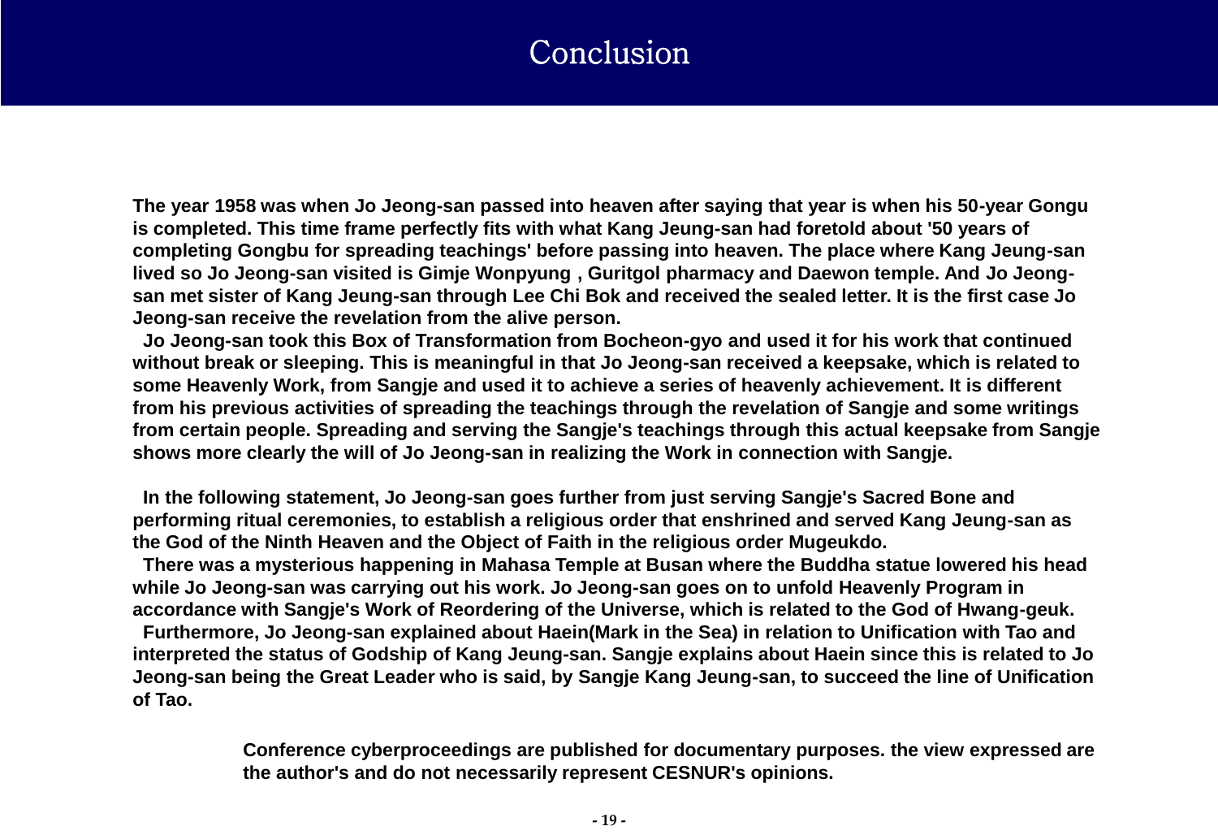# Conclusion

**The year 1958 was when Jo Jeong-san passed into heaven after saying that year is when his 50-year Gongu is completed. This time frame perfectly fits with what Kang Jeung-san had foretold about '50 years of completing Gongbu for spreading teachings' before passing into heaven. The place where Kang Jeung-san lived so Jo Jeong-san visited is Gimje Wonpyung , Guritgol pharmacy and Daewon temple. And Jo Jeong-san met sister of Kang Jeung-san through Lee Chi Bok and received the sealed letter. It is the first case Jo Jeong-san receive the revelation from the alive person.**

**Jo Jeong-san took this Box of Transformation from Bocheon-gyo and used it for his work that continued without break or sleeping. This is meaningful in that Jo Jeong-san received a keepsake, which is related to some Heavenly Work, from Sangje and used it to achieve a series of heavenly achievement. It is different from his previous activities of spreading the teachings through the revelation of Sangje and some writings from certain people. Spreading and serving the Sangje's teachings through this actual keepsake from Sangje shows more clearly the will of Jo Jeong-san in realizing the Work in connection with Sangje.**

**In the following statement, Jo Jeong-san goes further from just serving Sangje's Sacred Bone and performing ritual ceremonies, to establish a religious order that enshrined and served Kang Jeung-san as the God of the Ninth Heaven and the Object of Faith in the religious order Mugeukdo.**

**There was a mysterious happening in Mahasa Temple at Busan where the Buddha statue lowered his head while Jo Jeong-san was carrying out his work. Jo Jeong-san goes on to unfold Heavenly Program in accordance with Sangje's Work of Reordering of the Universe, which is related to the God of Hwang-geuk.**

**Furthermore, Jo Jeong-san explained about Haein(Mark in the Sea) in relation to Unification with Tao and interpreted the status of Godship of Kang Jeung-san. Sangje explains about Haein since this is related to Jo Jeong-san being the Great Leader who is said, by Sangje Kang Jeung-san, to succeed the line of Unification of Tao.**

**Conference cyberproceedings are published for documentary purposes. the view expressed are the author's and do not necessarily represent CESNUR's opinions.**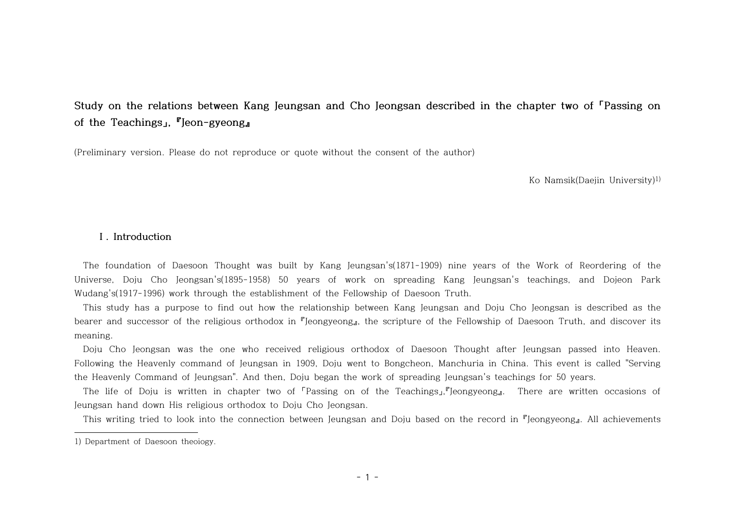# Study on the relations between Kang Jeungsan and Cho Jeongsan described in the chapter two of 「Passing on of the Teachings」, 『Jeon-gyeong』

(Preliminary version. Please do not reproduce or quote without the consent of the author)

Ko Namsik(Daejin University)[1]

## Ⅰ. Introduction

The foundation of Daesoon Thought was built by Kang Jeungsan's(1871-1909) nine years of the Work of Reordering of the Universe, Doju Cho Jeongsan's(1895-1958) 50 years of work on spreading Kang Jeungsan's teachings, and Dojeon Park Wudang's(1917-1996) work through the establishment of the Fellowship of Daesoon Truth.

This study has a purpose to find out how the relationship between Kang Jeungsan and Doju Cho Jeongsan is described as the bearer and successor of the religious orthodox in 『Jeongyeong』, the scripture of the Fellowship of Daesoon Truth, and discover its meaning.

Doju Cho Jeongsan was the one who received religious orthodox of Daesoon Thought after Jeungsan passed into Heaven. Following the Heavenly command of Jeungsan in 1909, Doju went to Bongcheon, Manchuria in China. This event is called "Serving the Heavenly Command of Jeungsan". And then, Doju began the work of spreading Jeungsan's teachings for 50 years.

The life of Doju is written in chapter two of 「Passing on of the Teachings」,『Jeongyeong』. There are written occasions of Jeungsan hand down His religious orthodox to Doju Cho Jeongsan.

This writing tried to look into the connection between Jeungsan and Doju based on the record in 『Jeongyeong』. All achievements

1) Department of Daesoon theoiogy.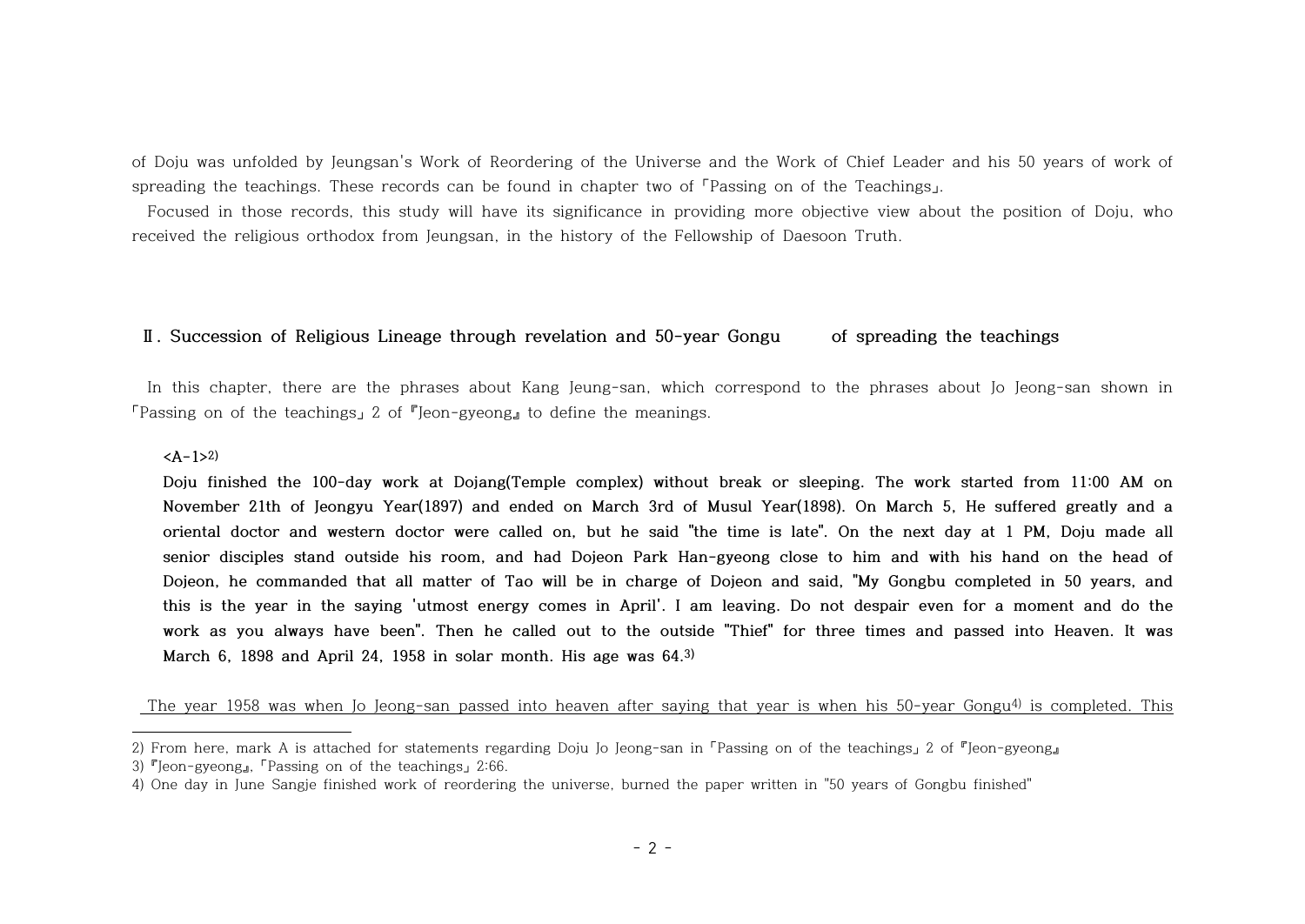of Doju was unfolded by Jeungsan's Work of Reordering of the Universe and the Work of Chief Leader and his 50 years of work of spreading the teachings. These records can be found in chapter two of 「Passing on of the Teachings」.

Focused in those records, this study will have its significance in providing more objective view about the position of Doju, who received the religious orthodox from Jeungsan, in the history of the Fellowship of Daesoon Truth.

## Ⅱ. Succession of Religious Lineage through revelation and 50-year Gongu of spreading the teachings

In this chapter, there are the phrases about Kang Jeung-san, which correspond to the phrases about Jo Jeong-san shown in 「Passing on of the teachings」 2 of 『Jeon-gyeong』 to define the meanings.

**<A-1>**[2]

**Doju finished the 100-day work at Dojang(Temple complex) without break or sleeping. The work started from 11:00 AM on November 21th of Jeongyu Year(1897) and ended on March 3rd of Musul Year(1898). On March 5, He suffered greatly and a oriental doctor and western doctor were called on, but he said "the time is late". On the next day at 1 PM, Doju made all senior disciples stand outside his room, and had Dojeon Park Han-gyeong close to him and with his hand on the head of Dojeon, he commanded that all matter of Tao will be in charge of Dojeon and said, "My Gongbu completed in 50 years, and this is the year in the saying 'utmost energy comes in April'. I am leaving. Do not despair even for a moment and do the work as you always have been". Then he called out to the outside "Thief" for three times and passed into Heaven. It was March 6, 1898 and April 24, 1958 in solar month. His age was 64.**[3]

The year 1958 was when Jo Jeong-san passed into heaven after saying that year is when his 50-year Gongu[4] is completed. This

---

2) From here, mark A is attached for statements regarding Doju Jo Jeong-san in 「Passing on of the teachings」 2 of 『Jeon-gyeong』

3) 『Jeon-gyeong』, 「Passing on of the teachings」 2:66.

4) One day in June Sangje finished work of reordering the universe, burned the paper written in "50 years of Gongbu finished"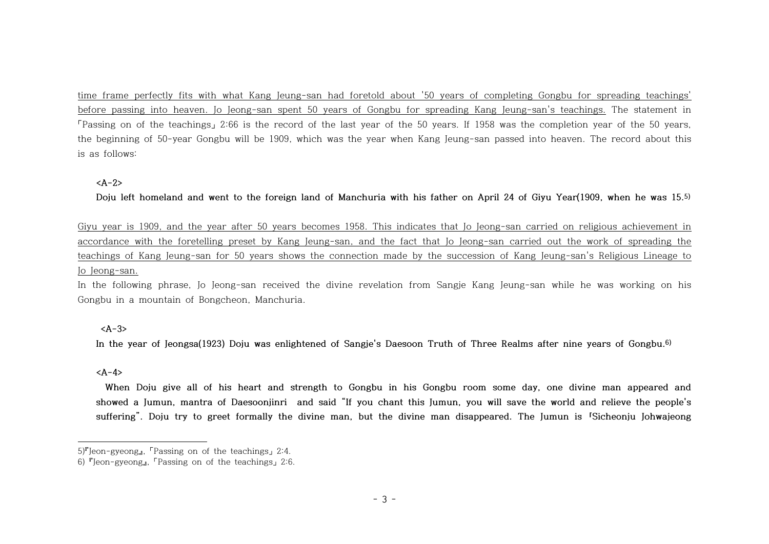time frame perfectly fits with what Kang Jeung-san had foretold about '50 years of completing Gongbu for spreading teachings' before passing into heaven. Jo Jeong-san spent 50 years of Gongbu for spreading Kang Jeung-san's teachings. The statement in 「Passing on of the teachings」 2:66 is the record of the last year of the 50 years. If 1958 was the completion year of the 50 years, the beginning of 50-year Gongbu will be 1909, which was the year when Kang Jeung-san passed into heaven. The record about this is as follows:

<A-2>

**Doju left homeland and went to the foreign land of Manchuria with his father on April 24 of Giyu Year(1909, when he was 15.**[5]

Giyu year is 1909, and the year after 50 years becomes 1958. This indicates that Jo Jeong-san carried on religious achievement in accordance with the foretelling preset by Kang Jeung-san, and the fact that Jo Jeong-san carried out the work of spreading the teachings of Kang Jeung-san for 50 years shows the connection made by the succession of Kang Jeung-san's Religious Lineage to Jo Jeong-san.

In the following phrase, Jo Jeong-san received the divine revelation from Sangje Kang Jeung-san while he was working on his Gongbu in a mountain of Bongcheon, Manchuria.

<A-3>

**In the year of Jeongsa(1923) Doju was enlightened of Sangje's Daesoon Truth of Three Realms after nine years of Gongbu.**[6]

<A-4>

**When Doju give all of his heart and strength to Gongbu in his Gongbu room some day, one divine man appeared and showed a Jumun, mantra of Daesoonjinri and said "If you chant this Jumun, you will save the world and relieve the people's suffering". Doju try to greet formally the divine man, but the divine man disappeared. The Jumun is 「Sicheonju Johwajeong**

5)『Jeon-gyeong』, 「Passing on of the teachings」 2:4.

6) 『Jeon-gyeong』, 「Passing on of the teachings」 2:6.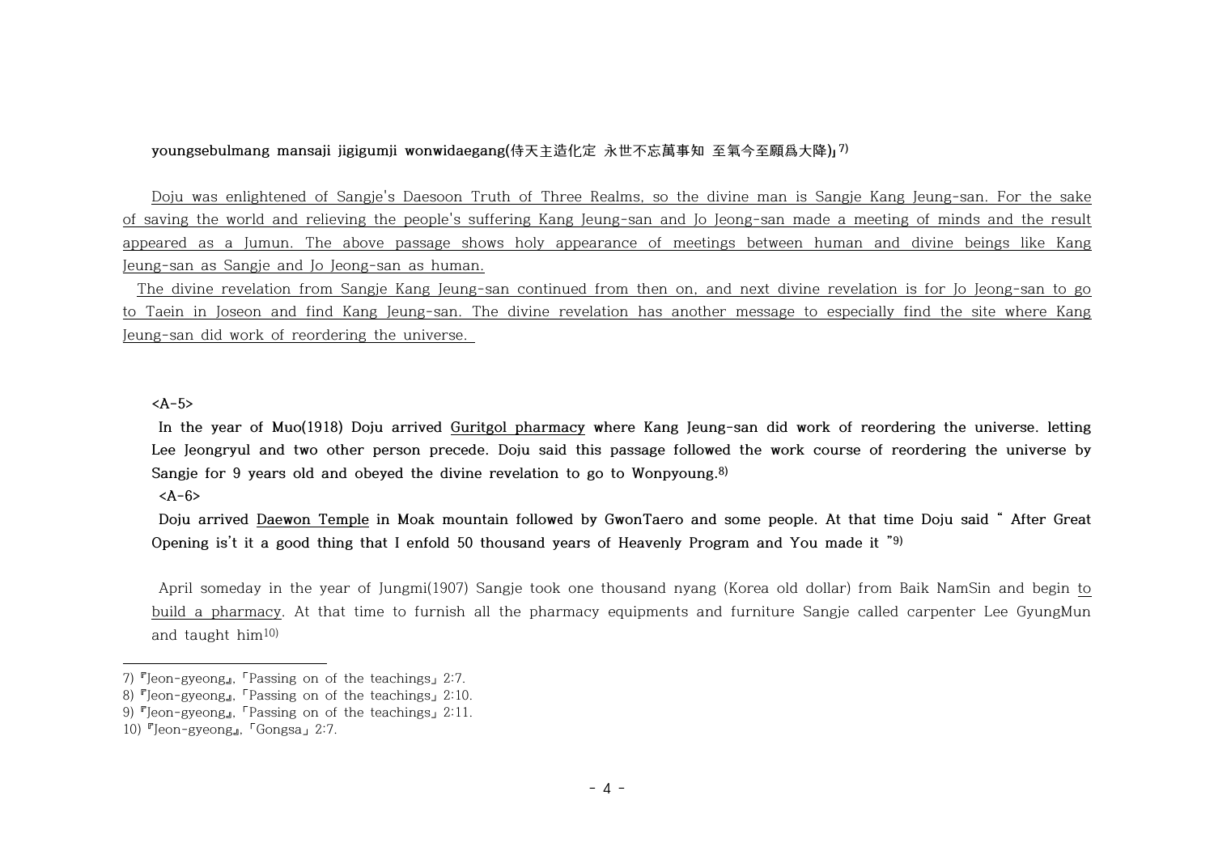**youngsebulmang mansaji jigigumji wonwidaegang(侍天主造化定 永世不忘萬事知 至氣今至願爲大降)」**[7]

Doju was enlightened of Sangje's Daesoon Truth of Three Realms, so the divine man is Sangje Kang Jeung-san. For the sake of saving the world and relieving the people's suffering Kang Jeung-san and Jo Jeong-san made a meeting of minds and the result appeared as a Jumun. The above passage shows holy appearance of meetings between human and divine beings like Kang Jeung-san as Sangje and Jo Jeong-san as human.

The divine revelation from Sangje Kang Jeung-san continued from then on, and next divine revelation is for Jo Jeong-san to go to Taein in Joseon and find Kang Jeung-san. The divine revelation has another message to especially find the site where Kang Jeung-san did work of reordering the universe.

**<A-5>**

**In the year of Muo(1918) Doju arrived Guritgol pharmacy where Kang Jeung-san did work of reordering the universe. letting Lee Jeongryul and two other person precede. Doju said this passage followed the work course of reordering the universe by Sangje for 9 years old and obeyed the divine revelation to go to Wonpyoung.**[8]

**<A-6>**

**Doju arrived Daewon Temple in Moak mountain followed by GwonTaero and some people. At that time Doju said " After Great Opening is't it a good thing that I enfold 50 thousand years of Heavenly Program and You made it "**[9]

April someday in the year of Jungmi(1907) Sangje took one thousand nyang (Korea old dollar) from Baik NamSin and begin to build a pharmacy. At that time to furnish all the pharmacy equipments and furniture Sangje called carpenter Lee GyungMun and taught him[10]

---

7) 『Jeon-gyeong』, 「Passing on of the teachings」 2:7.
8) 『Jeon-gyeong』, 「Passing on of the teachings」 2:10.
9) 『Jeon-gyeong』, 「Passing on of the teachings」 2:11.
10) 『Jeon-gyeong』, 「Gongsa」 2:7.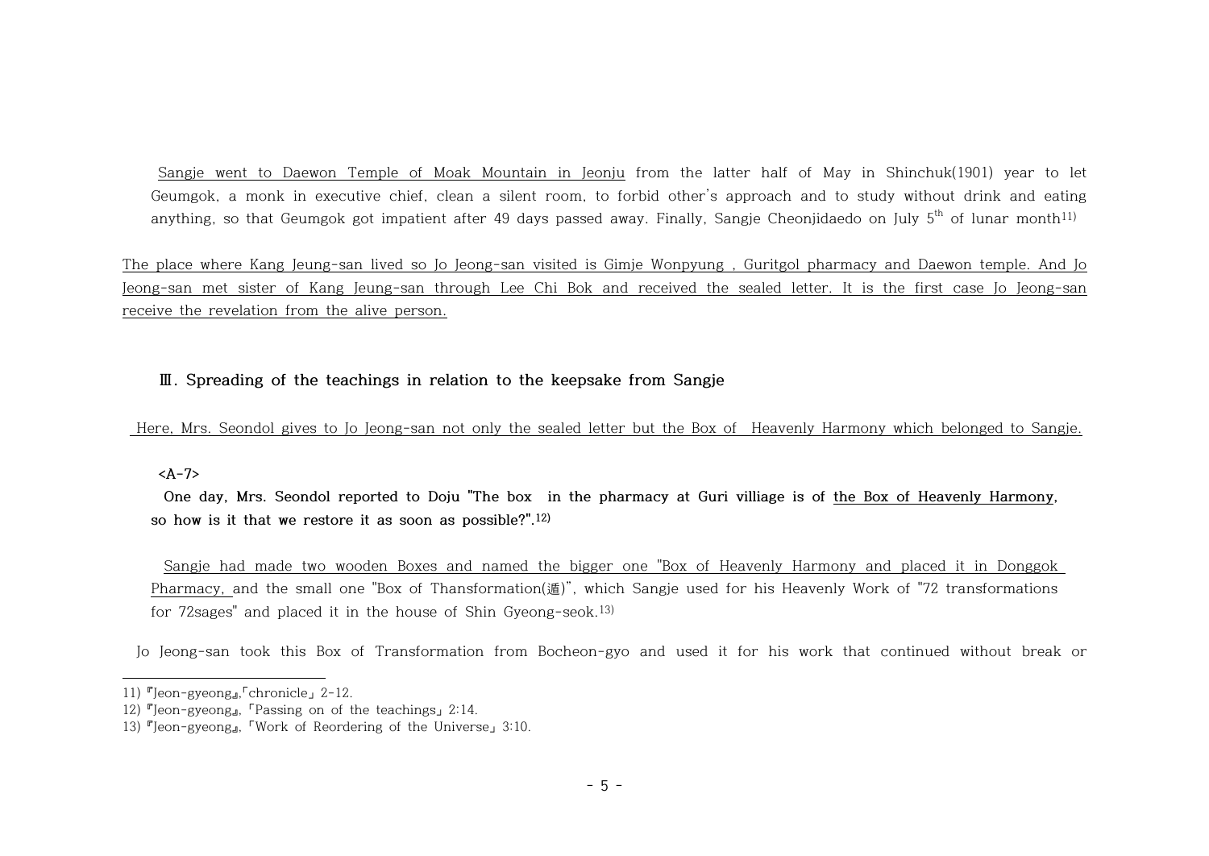Sangje went to Daewon Temple of Moak Mountain in Jeonju from the latter half of May in Shinchuk(1901) year to let Geumgok, a monk in executive chief, clean a silent room, to forbid other's approach and to study without drink and eating anything, so that Geumgok got impatient after 49 days passed away. Finally, Sangje Cheonjidaedo on July 5th of lunar month[11)]

The place where Kang Jeung-san lived so Jo Jeong-san visited is Gimje Wonpyung , Guritgol pharmacy and Daewon temple. And Jo Jeong-san met sister of Kang Jeung-san through Lee Chi Bok and received the sealed letter. It is the first case Jo Jeong-san receive the revelation from the alive person.

## Ⅲ. Spreading of the teachings in relation to the keepsake from Sangje

Here, Mrs. Seondol gives to Jo Jeong-san not only the sealed letter but the Box of Heavenly Harmony which belonged to Sangje.

**<A-7>**

**One day, Mrs. Seondol reported to Doju "The box in the pharmacy at Guri villiage is of the Box of Heavenly Harmony, so how is it that we restore it as soon as possible?".[12)]**

Sangje had made two wooden Boxes and named the bigger one "Box of Heavenly Harmony and placed it in Donggok Pharmacy, and the small one "Box of Thansformation(遁)", which Sangje used for his Heavenly Work of "72 transformations for 72sages" and placed it in the house of Shin Gyeong-seok.[13)]

Jo Jeong-san took this Box of Transformation from Bocheon-gyo and used it for his work that continued without break or

---

11) 『Jeon-gyeong』,「chronicle」 2-12.

12) 『Jeon-gyeong』, 「Passing on of the teachings」 2:14.

13) 『Jeon-gyeong』, 「Work of Reordering of the Universe」 3:10.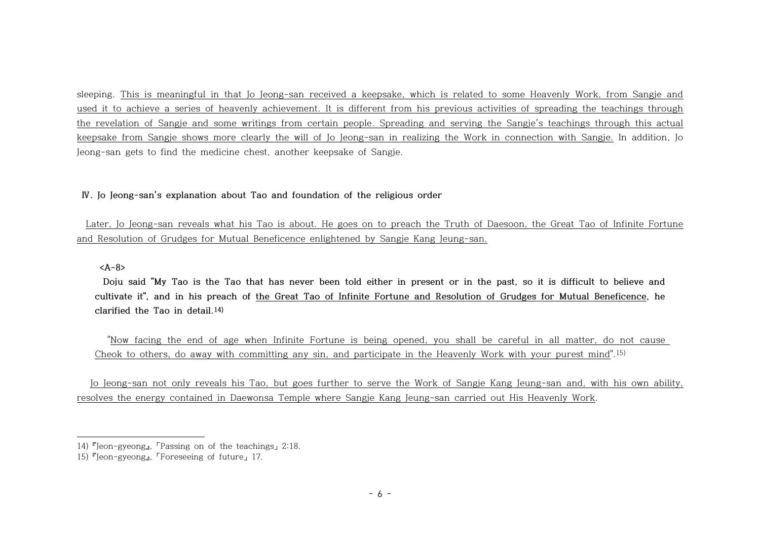sleeping. This is meaningful in that Jo Jeong-san received a keepsake, which is related to some Heavenly Work, from Sangje and used it to achieve a series of heavenly achievement. It is different from his previous activities of spreading the teachings through the revelation of Sangje and some writings from certain people. Spreading and serving the Sangje's teachings through this actual keepsake from Sangje shows more clearly the will of Jo Jeong-san in realizing the Work in connection with Sangje. In addition, Jo Jeong-san gets to find the medicine chest, another keepsake of Sangje.

## Ⅳ. Jo Jeong-san's explanation about Tao and foundation of the religious order

Later, Jo Jeong-san reveals what his Tao is about. He goes on to preach the Truth of Daesoon, the Great Tao of Infinite Fortune and Resolution of Grudges for Mutual Beneficence enlightened by Sangje Kang Jeung-san.

**<A-8>**

**Doju said "My Tao is the Tao that has never been told either in present or in the past, so it is difficult to believe and cultivate it", and in his preach of the Great Tao of Infinite Fortune and Resolution of Grudges for Mutual Beneficence, he clarified the Tao in detail.**[14]

"Now facing the end of age when Infinite Fortune is being opened, you shall be careful in all matter, do not cause Cheok to others, do away with committing any sin, and participate in the Heavenly Work with your purest mind".[15]

Jo Jeong-san not only reveals his Tao, but goes further to serve the Work of Sangje Kang Jeung-san and, with his own ability, resolves the energy contained in Daewonsa Temple where Sangje Kang Jeung-san carried out His Heavenly Work.

---

14) 『Jeon-gyeong』, 「Passing on of the teachings」 2:18.

15) 『Jeon-gyeong』, 「Foreseeing of future」 17.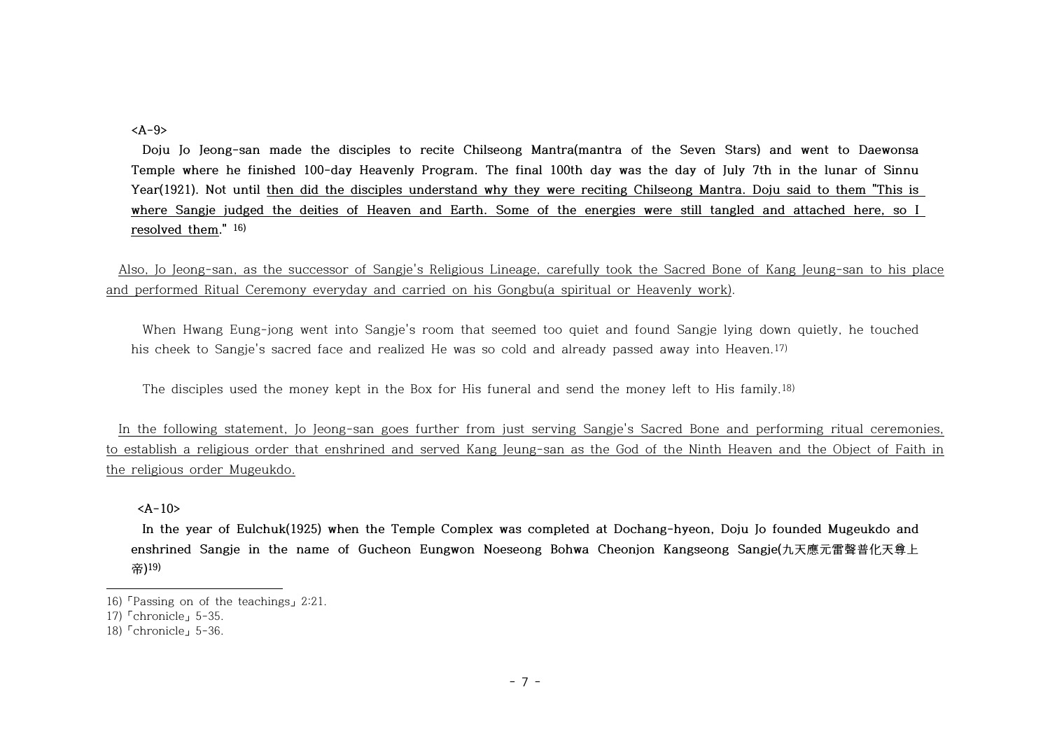<A-9>

**Doju Jo Jeong-san made the disciples to recite Chilseong Mantra(mantra of the Seven Stars) and went to Daewonsa Temple where he finished 100-day Heavenly Program. The final 100th day was the day of July 7th in the lunar of Sinnu Year(1921). Not until then did the disciples understand why they were reciting Chilseong Mantra. Doju said to them "This is where Sangje judged the deities of Heaven and Earth. Some of the energies were still tangled and attached here, so I resolved them."** [16]

Also, Jo Jeong-san, as the successor of Sangje's Religious Lineage, carefully took the Sacred Bone of Kang Jeung-san to his place and performed Ritual Ceremony everyday and carried on his Gongbu(a spiritual or Heavenly work).

When Hwang Eung-jong went into Sangje's room that seemed too quiet and found Sangje lying down quietly, he touched his cheek to Sangje's sacred face and realized He was so cold and already passed away into Heaven.[17]

The disciples used the money kept in the Box for His funeral and send the money left to His family.[18]

In the following statement, Jo Jeong-san goes further from just serving Sangje's Sacred Bone and performing ritual ceremonies, to establish a religious order that enshrined and served Kang Jeung-san as the God of the Ninth Heaven and the Object of Faith in the religious order Mugeukdo.

<A-10>

**In the year of Eulchuk(1925) when the Temple Complex was completed at Dochang-hyeon, Doju Jo founded Mugeukdo and enshrined Sangje in the name of Gucheon Eungwon Noeseong Bohwa Cheonjon Kangseong Sangje(九天應元雷聲普化天尊上帝)**[19]

---

16)「Passing on of the teachings」2:21.

17)「chronicle」5-35.

18)「chronicle」5-36.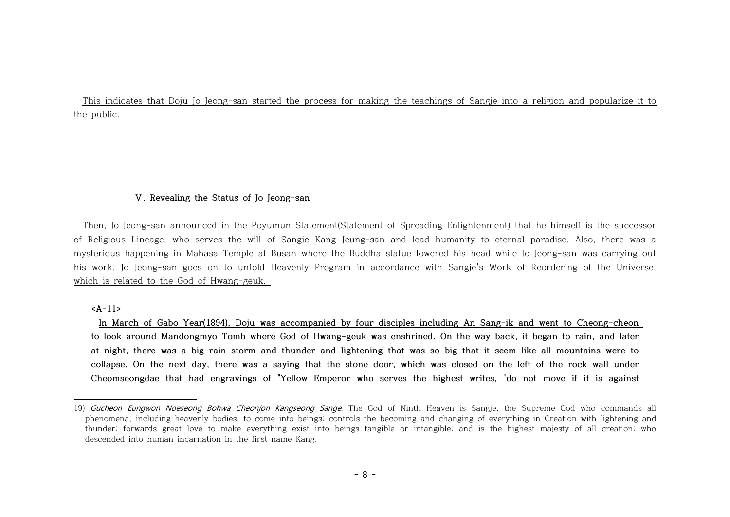This indicates that Doju Jo Jeong-san started the process for making the teachings of Sangje into a religion and popularize it to the public.

### V. Revealing the Status of Jo Jeong-san

Then, Jo Jeong-san announced in the Poyumun Statement(Statement of Spreading Enlightenment) that he himself is the successor of Religious Lineage, who serves the will of Sangje Kang Jeung-san and lead humanity to eternal paradise. Also, there was a mysterious happening in Mahasa Temple at Busan where the Buddha statue lowered his head while Jo Jeong-san was carrying out his work. Jo Jeong-san goes on to unfold Heavenly Program in accordance with Sangje's Work of Reordering of the Universe, which is related to the God of Hwang-geuk.

**<A-11>**

**In March of Gabo Year(1894), Doju was accompanied by four disciples including An Sang-ik and went to Cheong-cheon to look around Mandongmyo Tomb where God of Hwang-geuk was enshrined. On the way back, it began to rain, and later at night, there was a big rain storm and thunder and lightening that was so big that it seem like all mountains were to collapse. On the next day, there was a saying that the stone door, which was closed on the left of the rock wall under Cheomseongdae that had engravings of "Yellow Emperor who serves the highest writes, 'do not move if it is against**

---

19) *Gucheon Eungwon Noeseong Bohwa Cheonjon Kangseong Sange*: The God of Ninth Heaven is Sangje, the Supreme God who commands all phenomena, including heavenly bodies, to come into beings; controls the becoming and changing of everything in Creation with lightening and thunder; forwards great love to make everything exist into beings tangible or intangible; and is the highest majesty of all creation; who descended into human incarnation in the first name Kang.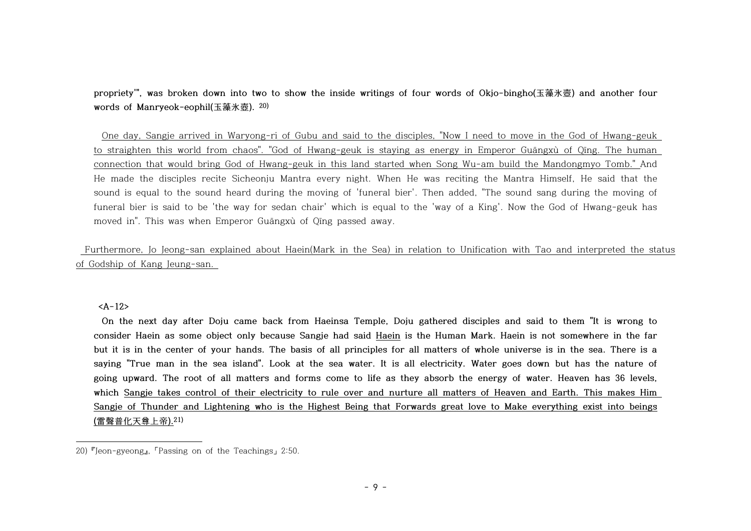**propriety'", was broken down into two to show the inside writings of four words of Okjo-bingho(玉藻氷壺) and another four words of Manryeok-eophil(玉藻氷壺).** [20]

One day, Sangje arrived in Waryong-ri of Gubu and said to the disciples, "Now I need to move in the God of Hwang-geuk to straighten this world from chaos". "God of Hwang-geuk is staying as energy in Emperor Guāngxù of Qīng. The human connection that would bring God of Hwang-geuk in this land started when Song Wu-am build the Mandongmyo Tomb." And He made the disciples recite Sicheonju Mantra every night. When He was reciting the Mantra Himself, He said that the sound is equal to the sound heard during the moving of 'funeral bier'. Then added, "The sound sang during the moving of funeral bier is said to be 'the way for sedan chair' which is equal to the 'way of a King'. Now the God of Hwang-geuk has moved in". This was when Emperor Guāngxù of Qīng passed away.

Furthermore, Jo Jeong-san explained about Haein(Mark in the Sea) in relation to Unification with Tao and interpreted the status of Godship of Kang Jeung-san.

**<A-12>**

**On the next day after Doju came back from Haeinsa Temple, Doju gathered disciples and said to them "It is wrong to consider Haein as some object only because Sangje had said Haein is the Human Mark. Haein is not somewhere in the far but it is in the center of your hands. The basis of all principles for all matters of whole universe is in the sea. There is a saying "True man in the sea island". Look at the sea water. It is all electricity. Water goes down but has the nature of going upward. The root of all matters and forms come to life as they absorb the energy of water. Heaven has 36 levels, which Sangje takes control of their electricity to rule over and nurture all matters of Heaven and Earth. This makes Him Sangje of Thunder and Lightening who is the Highest Being that Forwards great love to Make everything exist into beings (雷聲普化天尊上帝).** [21]

20) 『Jeon-gyeong』, 「Passing on of the Teachings」 2:50.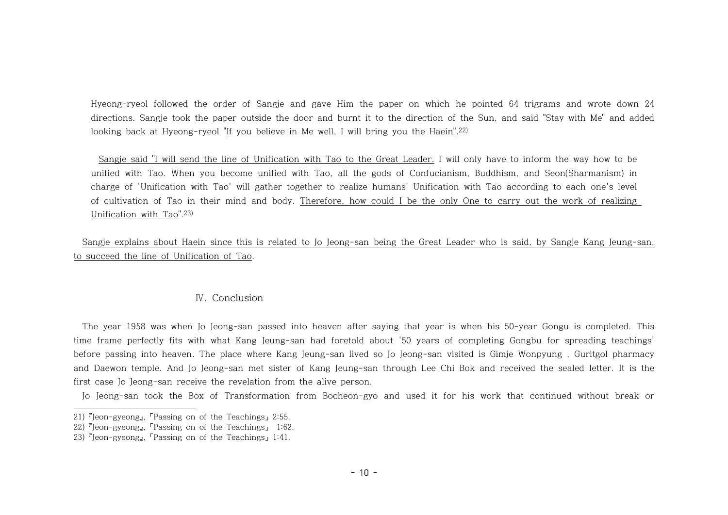Hyeong-ryeol followed the order of Sangje and gave Him the paper on which he pointed 64 trigrams and wrote down 24 directions. Sangje took the paper outside the door and burnt it to the direction of the Sun, and said "Stay with Me" and added looking back at Hyeong-ryeol "If you believe in Me well, I will bring you the Haein".[22]

Sangje said "I will send the line of Unification with Tao to the Great Leader. I will only have to inform the way how to be unified with Tao. When you become unified with Tao, all the gods of Confucianism, Buddhism, and Seon(Sharmanism) in charge of 'Unification with Tao' will gather together to realize humans' Unification with Tao according to each one's level of cultivation of Tao in their mind and body. Therefore, how could I be the only One to carry out the work of realizing Unification with Tao".[23]

Sangje explains about Haein since this is related to Jo Jeong-san being the Great Leader who is said, by Sangje Kang Jeung-san, to succeed the line of Unification of Tao.

## Ⅳ. Conclusion

The year 1958 was when Jo Jeong-san passed into heaven after saying that year is when his 50-year Gongu is completed. This time frame perfectly fits with what Kang Jeung-san had foretold about '50 years of completing Gongbu for spreading teachings' before passing into heaven. The place where Kang Jeung-san lived so Jo Jeong-san visited is Gimje Wonpyung , Guritgol pharmacy and Daewon temple. And Jo Jeong-san met sister of Kang Jeung-san through Lee Chi Bok and received the sealed letter. It is the first case Jo Jeong-san receive the revelation from the alive person.

Jo Jeong-san took the Box of Transformation from Bocheon-gyo and used it for his work that continued without break or

---

21) 『Jeon-gyeong』, 「Passing on of the Teachings」 2:55.

22) 『Jeon-gyeong』, 「Passing on of the Teachings」 1:62.

23) 『Jeon-gyeong』, 「Passing on of the Teachings」 1:41.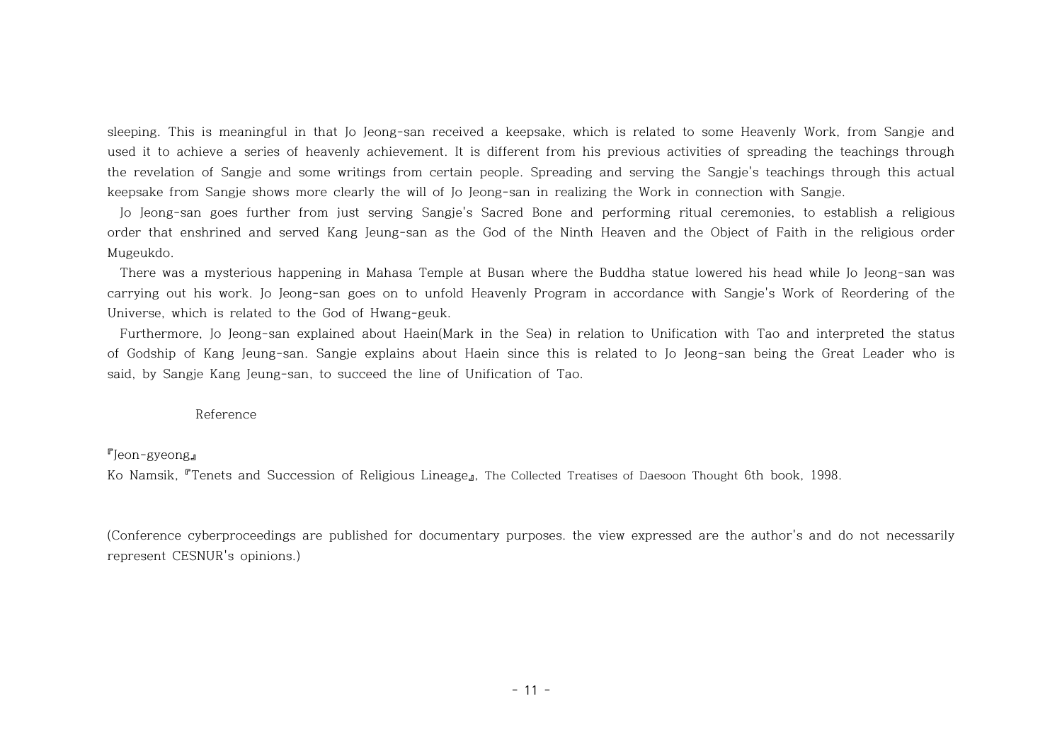sleeping. This is meaningful in that Jo Jeong-san received a keepsake, which is related to some Heavenly Work, from Sangje and used it to achieve a series of heavenly achievement. It is different from his previous activities of spreading the teachings through the revelation of Sangje and some writings from certain people. Spreading and serving the Sangje's teachings through this actual keepsake from Sangje shows more clearly the will of Jo Jeong-san in realizing the Work in connection with Sangje.

Jo Jeong-san goes further from just serving Sangje's Sacred Bone and performing ritual ceremonies, to establish a religious order that enshrined and served Kang Jeung-san as the God of the Ninth Heaven and the Object of Faith in the religious order Mugeukdo.

There was a mysterious happening in Mahasa Temple at Busan where the Buddha statue lowered his head while Jo Jeong-san was carrying out his work. Jo Jeong-san goes on to unfold Heavenly Program in accordance with Sangje's Work of Reordering of the Universe, which is related to the God of Hwang-geuk.

Furthermore, Jo Jeong-san explained about Haein(Mark in the Sea) in relation to Unification with Tao and interpreted the status of Godship of Kang Jeung-san. Sangje explains about Haein since this is related to Jo Jeong-san being the Great Leader who is said, by Sangje Kang Jeung-san, to succeed the line of Unification of Tao.

## Reference

『Jeon-gyeong』

Ko Namsik, 『Tenets and Succession of Religious Lineage』, The Collected Treatises of Daesoon Thought 6th book, 1998.

(Conference cyberproceedings are published for documentary purposes. the view expressed are the author's and do not necessarily represent CESNUR's opinions.)